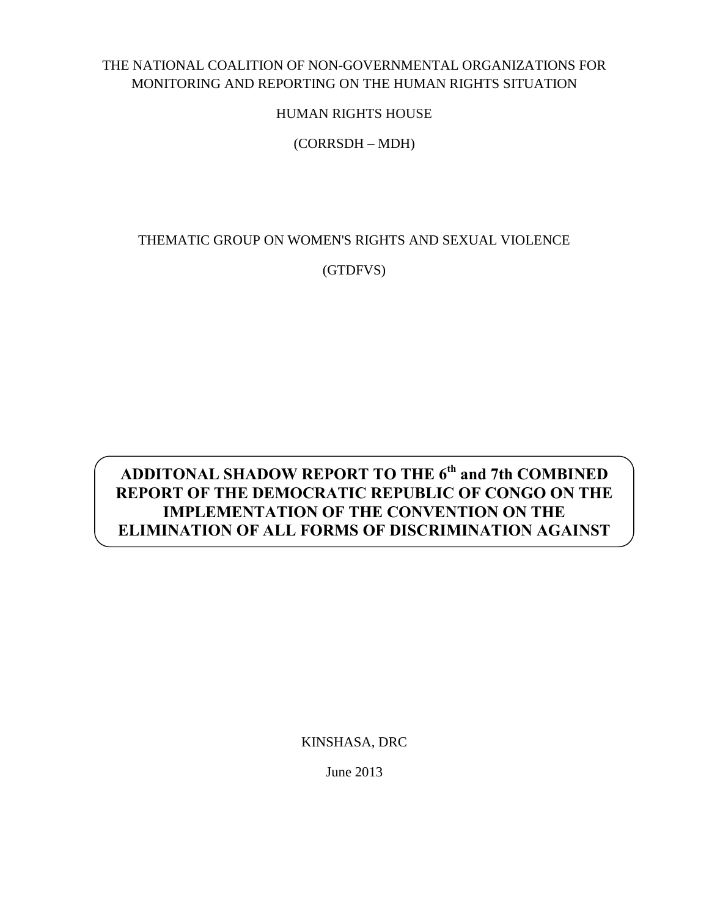THE NATIONAL COALITION OF NON-GOVERNMENTAL ORGANIZATIONS FOR MONITORING AND REPORTING ON THE HUMAN RIGHTS SITUATION

HUMAN RIGHTS HOUSE

(CORRSDH – MDH)

THEMATIC GROUP ON WOMEN'S RIGHTS AND SEXUAL VIOLENCE

(GTDFVS)

# ADDITONAL SHADOW REPORT TO THE 6th and 7th COMBINED REPORT OF THE DEMOCRATIC REPUBLIC OF CONGO ON THE IMPLEMENTATION OF THE CONVENTION ON THE ELIMINATION OF ALL FORMS OF DISCRIMINATION AGAINST

KINSHASA, DRC

June 2013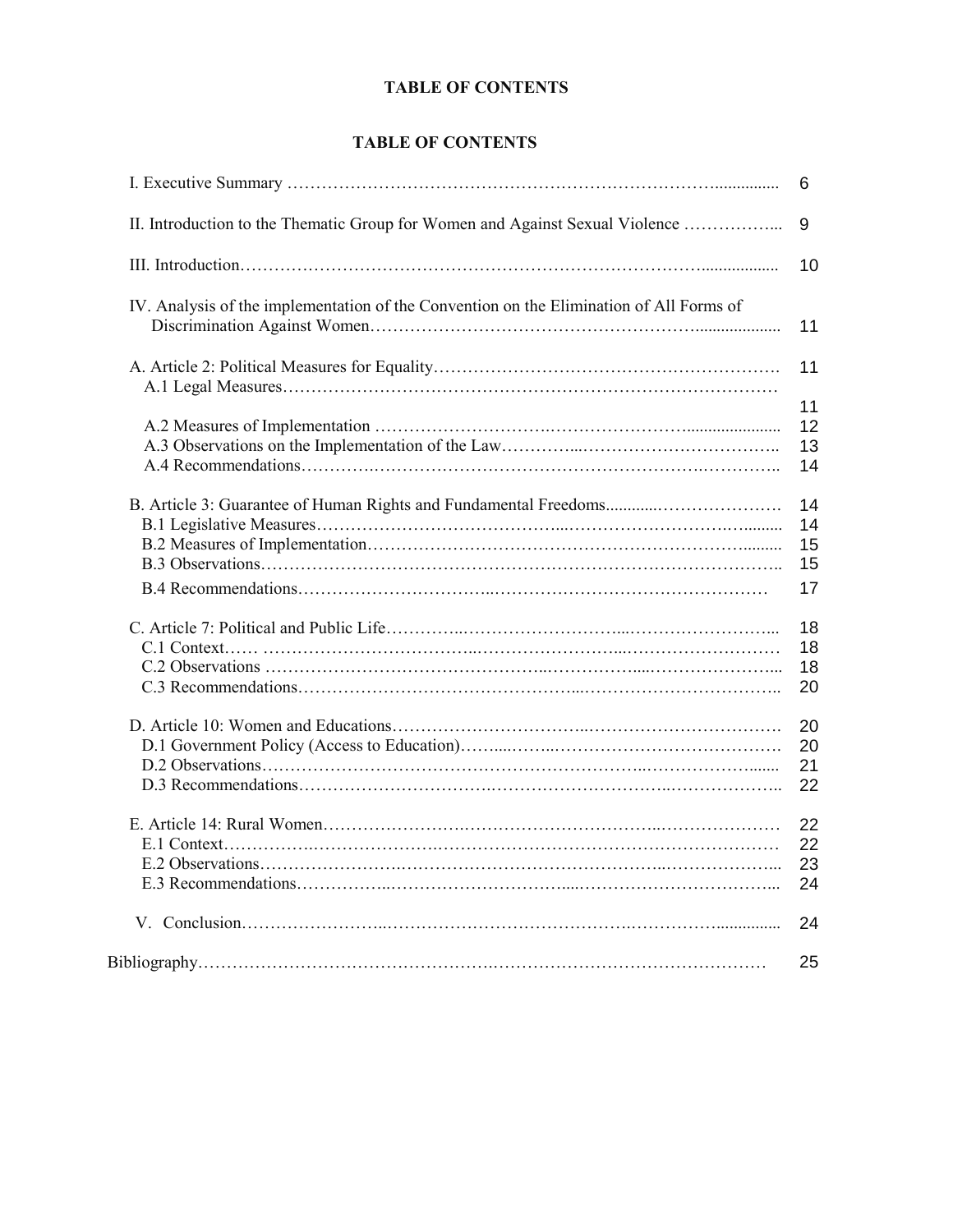**TABLE OF CONTENTS**

**TABLE OF CONTENTS**

| | |
|---|---|
| I. Executive Summary | 6 |
| II. Introduction to the Thematic Group for Women and Against Sexual Violence | 9 |
| III. Introduction | 10 |
| IV. Analysis of the implementation of the Convention on the Elimination of All Forms of Discrimination Against Women | 11 |
| A. Article 2: Political Measures for Equality | 11 |
| A.1 Legal Measures | 11 |
| A.2 Measures of Implementation | 12 |
| A.3 Observations on the Implementation of the Law | 13 |
| A.4 Recommendations | 14 |
| B. Article 3: Guarantee of Human Rights and Fundamental Freedoms | 14 |
| B.1 Legislative Measures | 14 |
| B.2 Measures of Implementation | 15 |
| B.3 Observations | 15 |
| B.4 Recommendations | 17 |
| C. Article 7: Political and Public Life | 18 |
| C.1 Context | 18 |
| C.2 Observations | 18 |
| C.3 Recommendations | 20 |
| D. Article 10: Women and Educations | 20 |
| D.1 Government Policy (Access to Education) | 20 |
| D.2 Observations | 21 |
| D.3 Recommendations | 22 |
| E. Article 14: Rural Women | 22 |
| E.1 Context | 22 |
| E.2 Observations | 23 |
| E.3 Recommendations | 24 |
| V. Conclusion | 24 |
| Bibliography | 25 |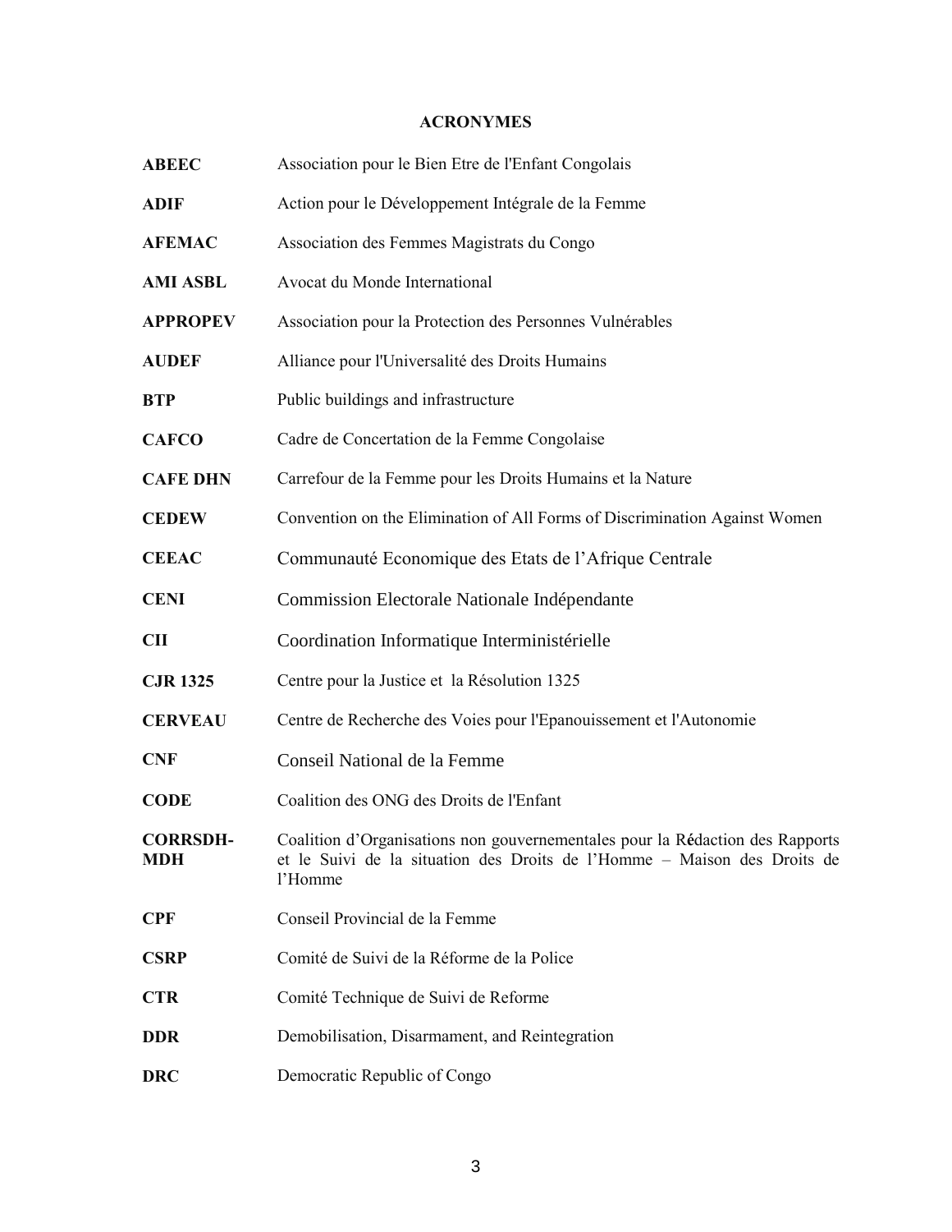## ACRONYMES

| | |
|---|---|
| **ABEEC** | Association pour le Bien Etre de l'Enfant Congolais |
| **ADIF** | Action pour le Développement Intégrale de la Femme |
| **AFEMAC** | Association des Femmes Magistrats du Congo |
| **AMI ASBL** | Avocat du Monde International |
| **APPROPEV** | Association pour la Protection des Personnes Vulnérables |
| **AUDEF** | Alliance pour l'Universalité des Droits Humains |
| **BTP** | Public buildings and infrastructure |
| **CAFCO** | Cadre de Concertation de la Femme Congolaise |
| **CAFE DHN** | Carrefour de la Femme pour les Droits Humains et la Nature |
| **CEDEW** | Convention on the Elimination of All Forms of Discrimination Against Women |
| **CEEAC** | Communauté Economique des Etats de l'Afrique Centrale |
| **CENI** | Commission Electorale Nationale Indépendante |
| **CII** | Coordination Informatique Interministérielle |
| **CJR 1325** | Centre pour la Justice et la Résolution 1325 |
| **CERVEAU** | Centre de Recherche des Voies pour l'Epanouissement et l'Autonomie |
| **CNF** | Conseil National de la Femme |
| **CODE** | Coalition des ONG des Droits de l'Enfant |
| **CORRSDH-MDH** | Coalition d'Organisations non gouvernementales pour la Rédaction des Rapports et le Suivi de la situation des Droits de l'Homme – Maison des Droits de l'Homme |
| **CPF** | Conseil Provincial de la Femme |
| **CSRP** | Comité de Suivi de la Réforme de la Police |
| **CTR** | Comité Technique de Suivi de Reforme |
| **DDR** | Demobilisation, Disarmament, and Reintegration |
| **DRC** | Democratic Republic of Congo |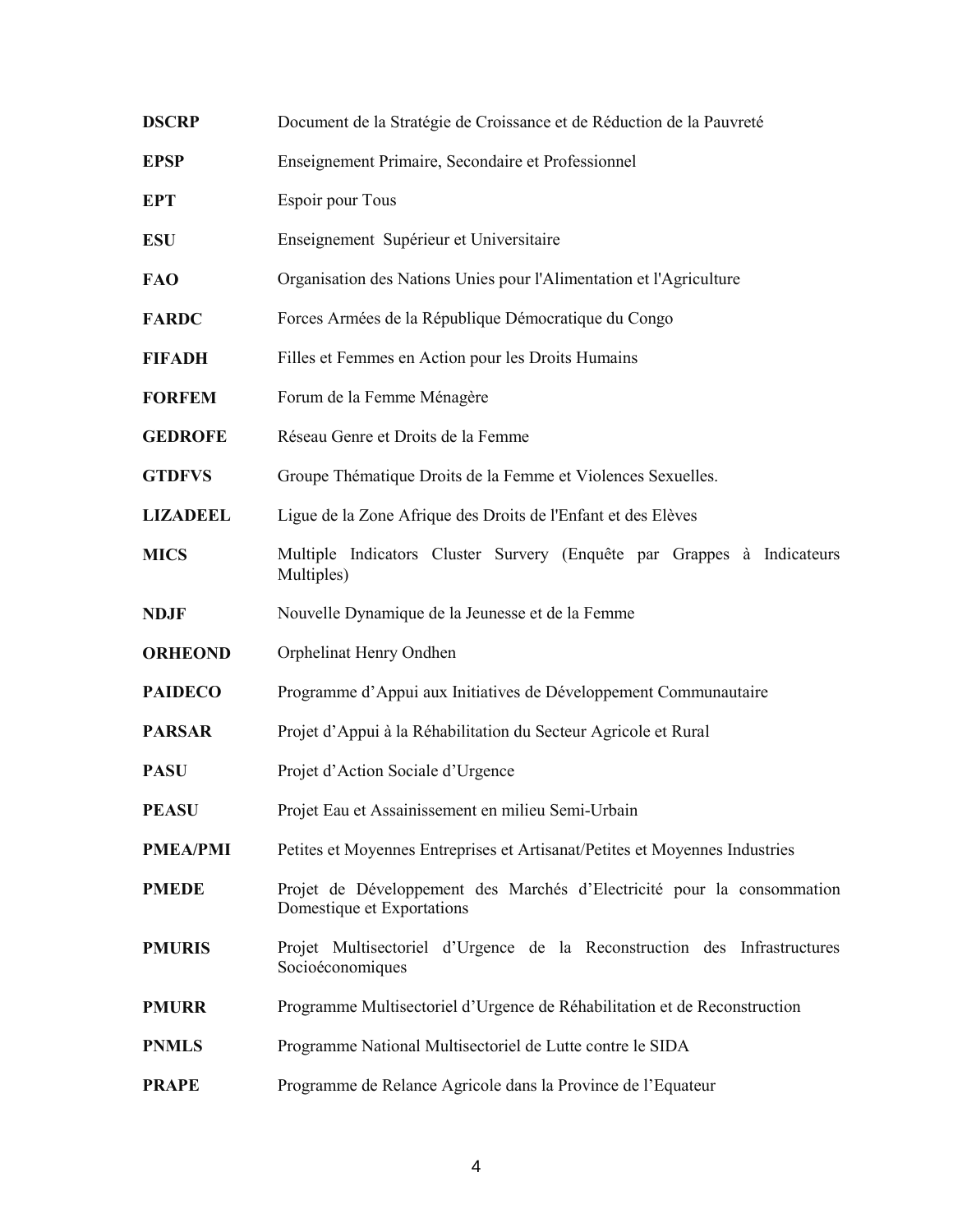| | |
|---|---|
| **DSCRP** | Document de la Stratégie de Croissance et de Réduction de la Pauvreté |
| **EPSP** | Enseignement Primaire, Secondaire et Professionnel |
| **EPT** | Espoir pour Tous |
| **ESU** | Enseignement  Supérieur et Universitaire |
| **FAO** | Organisation des Nations Unies pour l'Alimentation et l'Agriculture |
| **FARDC** | Forces Armées de la République Démocratique du Congo |
| **FIFADH** | Filles et Femmes en Action pour les Droits Humains |
| **FORFEM** | Forum de la Femme Ménagère |
| **GEDROFE** | Réseau Genre et Droits de la Femme |
| **GTDFVS** | Groupe Thématique Droits de la Femme et Violences Sexuelles. |
| **LIZADEEL** | Ligue de la Zone Afrique des Droits de l'Enfant et des Elèves |
| **MICS** | Multiple Indicators Cluster Survery (Enquête par Grappes à Indicateurs Multiples) |
| **NDJF** | Nouvelle Dynamique de la Jeunesse et de la Femme |
| **ORHEOND** | Orphelinat Henry Ondhen |
| **PAIDECO** | Programme d'Appui aux Initiatives de Développement Communautaire |
| **PARSAR** | Projet d'Appui à la Réhabilitation du Secteur Agricole et Rural |
| **PASU** | Projet d'Action Sociale d'Urgence |
| **PEASU** | Projet Eau et Assainissement en milieu Semi-Urbain |
| **PMEA/PMI** | Petites et Moyennes Entreprises et Artisanat/Petites et Moyennes Industries |
| **PMEDE** | Projet de Développement des Marchés d'Electricité pour la consommation Domestique et Exportations |
| **PMURIS** | Projet Multisectoriel d'Urgence de la Reconstruction des Infrastructures Socioéconomiques |
| **PMURR** | Programme Multisectoriel d'Urgence de Réhabilitation et de Reconstruction |
| **PNMLS** | Programme National Multisectoriel de Lutte contre le SIDA |
| **PRAPE** | Programme de Relance Agricole dans la Province de l'Equateur |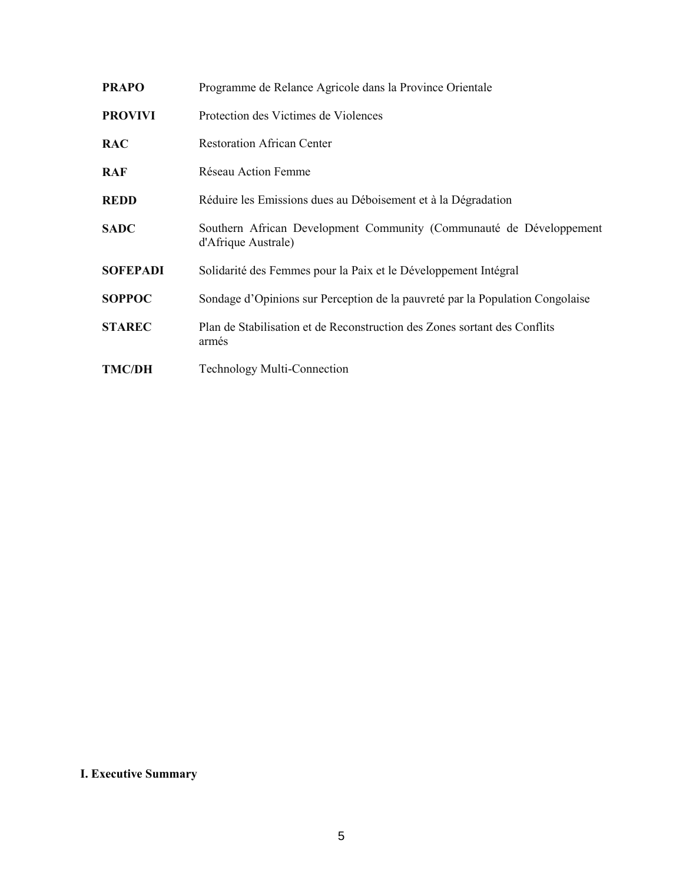| | |
|---|---|
| **PRAPO** | Programme de Relance Agricole dans la Province Orientale |
| **PROVIVI** | Protection des Victimes de Violences |
| **RAC** | Restoration African Center |
| **RAF** | Réseau Action Femme |
| **REDD** | Réduire les Emissions dues au Déboisement et à la Dégradation |
| **SADC** | Southern African Development Community (Communauté de Développement d'Afrique Australe) |
| **SOFEPADI** | Solidarité des Femmes pour la Paix et le Développement Intégral |
| **SOPPOC** | Sondage d'Opinions sur Perception de la pauvreté par la Population Congolaise |
| **STAREC** | Plan de Stabilisation et de Reconstruction des Zones sortant des Conflits armés |
| **TMC/DH** | Technology Multi-Connection |

# I. Executive Summary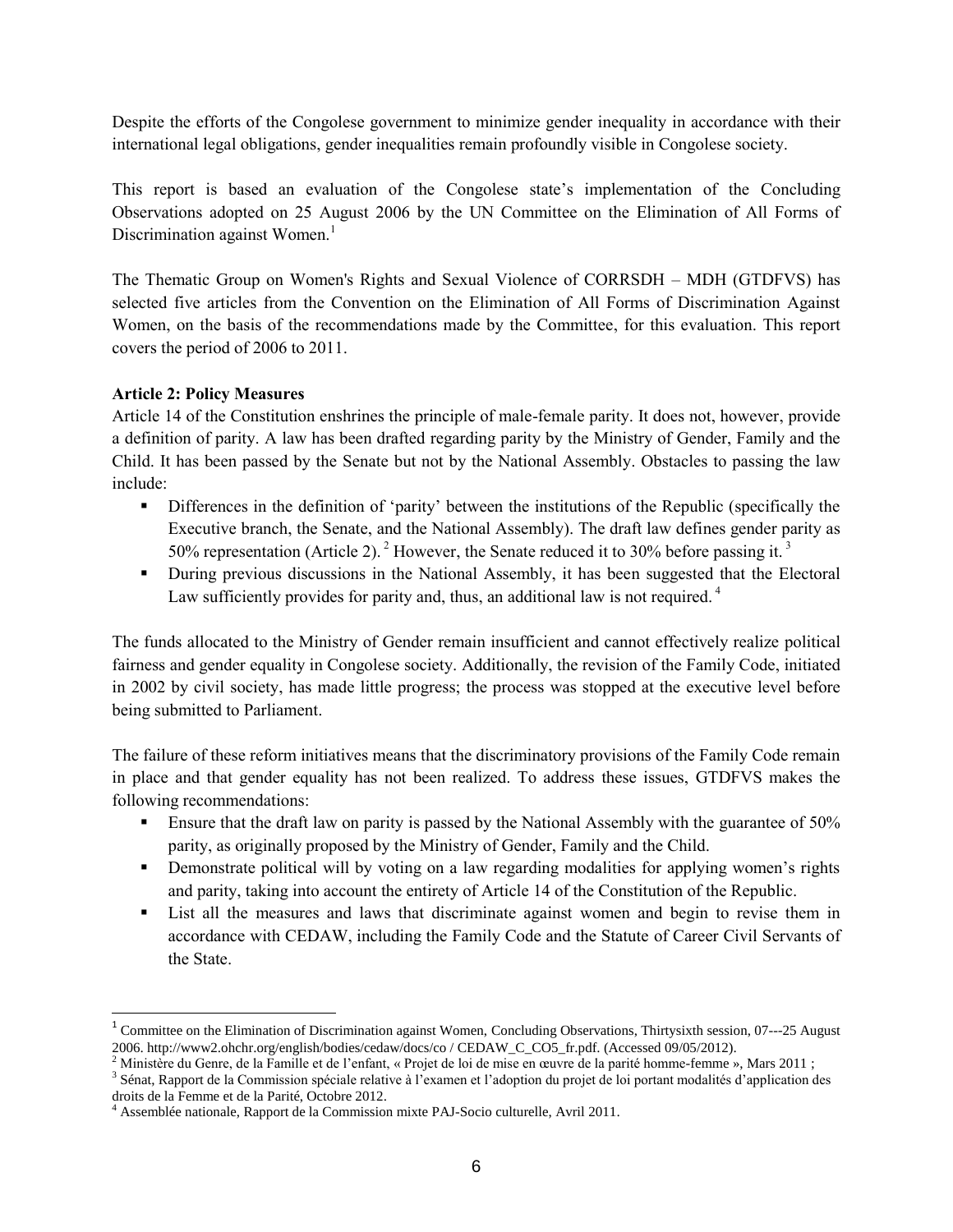Despite the efforts of the Congolese government to minimize gender inequality in accordance with their international legal obligations, gender inequalities remain profoundly visible in Congolese society.

This report is based an evaluation of the Congolese state's implementation of the Concluding Observations adopted on 25 August 2006 by the UN Committee on the Elimination of All Forms of Discrimination against Women.[1]

The Thematic Group on Women's Rights and Sexual Violence of CORRSDH – MDH (GTDFVS) has selected five articles from the Convention on the Elimination of All Forms of Discrimination Against Women, on the basis of the recommendations made by the Committee, for this evaluation. This report covers the period of 2006 to 2011.

**Article 2: Policy Measures**

Article 14 of the Constitution enshrines the principle of male-female parity. It does not, however, provide a definition of parity. A law has been drafted regarding parity by the Ministry of Gender, Family and the Child. It has been passed by the Senate but not by the National Assembly. Obstacles to passing the law include:

- Differences in the definition of 'parity' between the institutions of the Republic (specifically the Executive branch, the Senate, and the National Assembly). The draft law defines gender parity as 50% representation (Article 2).[2] However, the Senate reduced it to 30% before passing it.[3]
- During previous discussions in the National Assembly, it has been suggested that the Electoral Law sufficiently provides for parity and, thus, an additional law is not required.[4]

The funds allocated to the Ministry of Gender remain insufficient and cannot effectively realize political fairness and gender equality in Congolese society. Additionally, the revision of the Family Code, initiated in 2002 by civil society, has made little progress; the process was stopped at the executive level before being submitted to Parliament.

The failure of these reform initiatives means that the discriminatory provisions of the Family Code remain in place and that gender equality has not been realized. To address these issues, GTDFVS makes the following recommendations:

- Ensure that the draft law on parity is passed by the National Assembly with the guarantee of 50% parity, as originally proposed by the Ministry of Gender, Family and the Child.
- Demonstrate political will by voting on a law regarding modalities for applying women's rights and parity, taking into account the entirety of Article 14 of the Constitution of the Republic.
- List all the measures and laws that discriminate against women and begin to revise them in accordance with CEDAW, including the Family Code and the Statute of Career Civil Servants of the State.

---

[1] Committee on the Elimination of Discrimination against Women, Concluding Observations, Thirtysixth session, 07---25 August 2006. http://www2.ohchr.org/english/bodies/cedaw/docs/co / CEDAW_C_CO5_fr.pdf. (Accessed 09/05/2012).

[2] Ministère du Genre, de la Famille et de l'enfant, « Projet de loi de mise en œuvre de la parité homme-femme », Mars 2011 ;

[3] Sénat, Rapport de la Commission spéciale relative à l'examen et l'adoption du projet de loi portant modalités d'application des droits de la Femme et de la Parité, Octobre 2012.

[4] Assemblée nationale, Rapport de la Commission mixte PAJ-Socio culturelle, Avril 2011.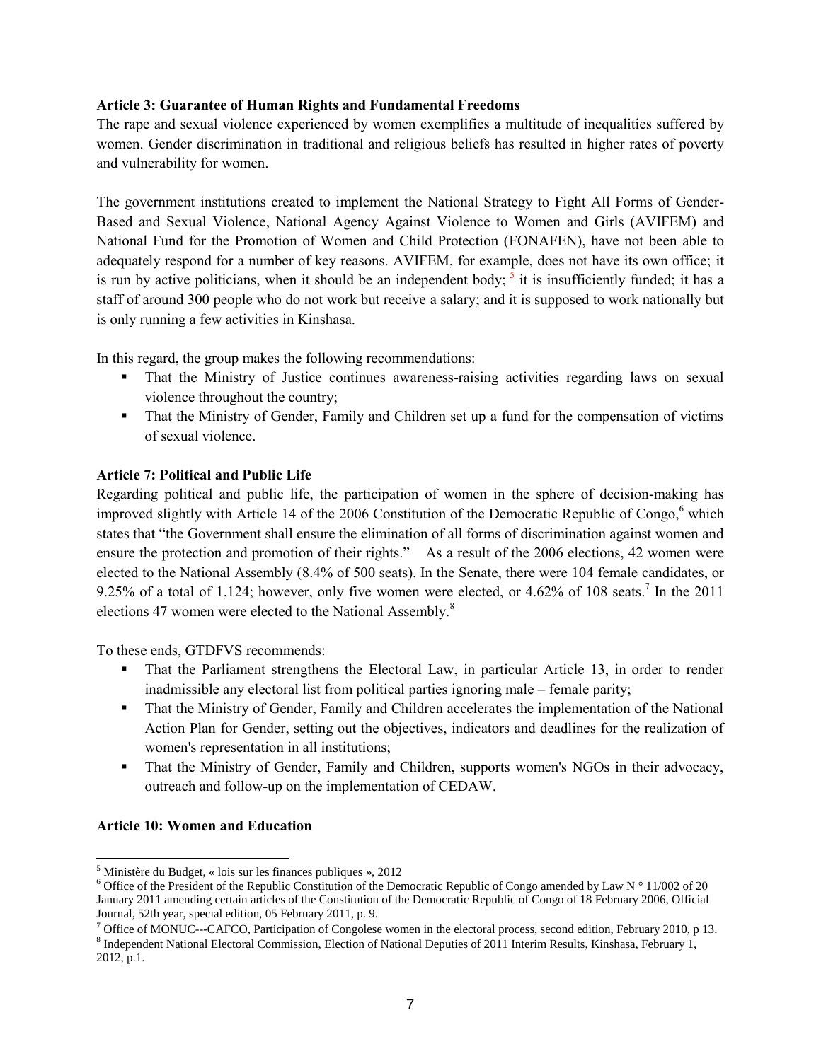**Article 3: Guarantee of Human Rights and Fundamental Freedoms**

The rape and sexual violence experienced by women exemplifies a multitude of inequalities suffered by women. Gender discrimination in traditional and religious beliefs has resulted in higher rates of poverty and vulnerability for women.

The government institutions created to implement the National Strategy to Fight All Forms of Gender-Based and Sexual Violence, National Agency Against Violence to Women and Girls (AVIFEM) and National Fund for the Promotion of Women and Child Protection (FONAFEN), have not been able to adequately respond for a number of key reasons. AVIFEM, for example, does not have its own office; it is run by active politicians, when it should be an independent body; [5] it is insufficiently funded; it has a staff of around 300 people who do not work but receive a salary; and it is supposed to work nationally but is only running a few activities in Kinshasa.

In this regard, the group makes the following recommendations:

- That the Ministry of Justice continues awareness-raising activities regarding laws on sexual violence throughout the country;
- That the Ministry of Gender, Family and Children set up a fund for the compensation of victims of sexual violence.

**Article 7: Political and Public Life**

Regarding political and public life, the participation of women in the sphere of decision-making has improved slightly with Article 14 of the 2006 Constitution of the Democratic Republic of Congo,[6] which states that "the Government shall ensure the elimination of all forms of discrimination against women and ensure the protection and promotion of their rights." As a result of the 2006 elections, 42 women were elected to the National Assembly (8.4% of 500 seats). In the Senate, there were 104 female candidates, or 9.25% of a total of 1,124; however, only five women were elected, or 4.62% of 108 seats.[7] In the 2011 elections 47 women were elected to the National Assembly.[8]

To these ends, GTDFVS recommends:

- That the Parliament strengthens the Electoral Law, in particular Article 13, in order to render inadmissible any electoral list from political parties ignoring male – female parity;
- That the Ministry of Gender, Family and Children accelerates the implementation of the National Action Plan for Gender, setting out the objectives, indicators and deadlines for the realization of women's representation in all institutions;
- That the Ministry of Gender, Family and Children, supports women's NGOs in their advocacy, outreach and follow-up on the implementation of CEDAW.

**Article 10: Women and Education**

---

[5] Ministère du Budget, « lois sur les finances publiques », 2012

[6] Office of the President of the Republic Constitution of the Democratic Republic of Congo amended by Law N ° 11/002 of 20 January 2011 amending certain articles of the Constitution of the Democratic Republic of Congo of 18 February 2006, Official Journal, 52th year, special edition, 05 February 2011, p. 9.

[7] Office of MONUC---CAFCO, Participation of Congolese women in the electoral process, second edition, February 2010, p 13.

[8] Independent National Electoral Commission, Election of National Deputies of 2011 Interim Results, Kinshasa, February 1, 2012, p.1.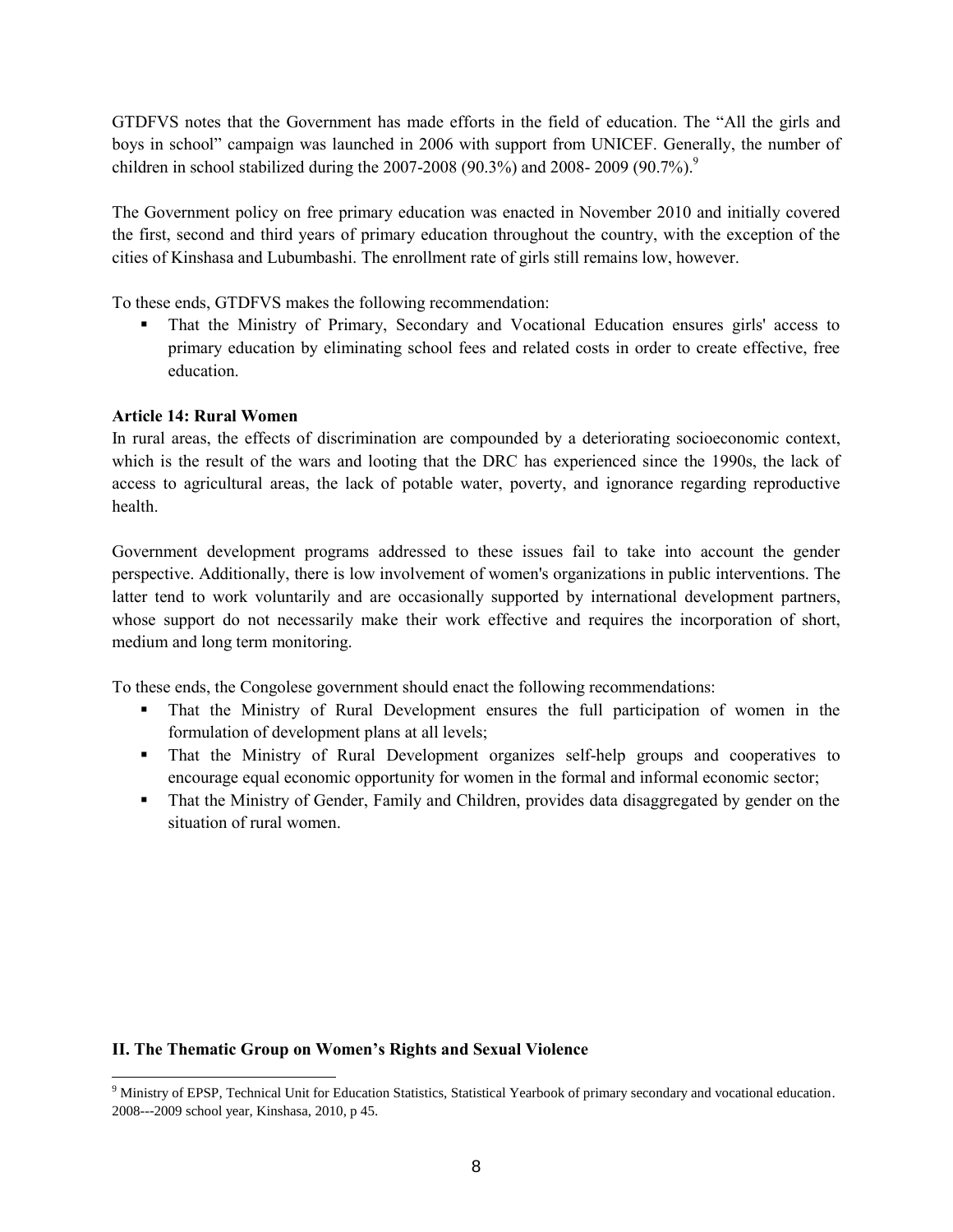GTDFVS notes that the Government has made efforts in the field of education. The "All the girls and boys in school" campaign was launched in 2006 with support from UNICEF. Generally, the number of children in school stabilized during the 2007-2008 (90.3%) and 2008- 2009 (90.7%).[9]

The Government policy on free primary education was enacted in November 2010 and initially covered the first, second and third years of primary education throughout the country, with the exception of the cities of Kinshasa and Lubumbashi. The enrollment rate of girls still remains low, however.

To these ends, GTDFVS makes the following recommendation:

- That the Ministry of Primary, Secondary and Vocational Education ensures girls' access to primary education by eliminating school fees and related costs in order to create effective, free education.

**Article 14: Rural Women**

In rural areas, the effects of discrimination are compounded by a deteriorating socioeconomic context, which is the result of the wars and looting that the DRC has experienced since the 1990s, the lack of access to agricultural areas, the lack of potable water, poverty, and ignorance regarding reproductive health.

Government development programs addressed to these issues fail to take into account the gender perspective. Additionally, there is low involvement of women's organizations in public interventions. The latter tend to work voluntarily and are occasionally supported by international development partners, whose support do not necessarily make their work effective and requires the incorporation of short, medium and long term monitoring.

To these ends, the Congolese government should enact the following recommendations:

- That the Ministry of Rural Development ensures the full participation of women in the formulation of development plans at all levels;
- That the Ministry of Rural Development organizes self-help groups and cooperatives to encourage equal economic opportunity for women in the formal and informal economic sector;
- That the Ministry of Gender, Family and Children, provides data disaggregated by gender on the situation of rural women.

## II. The Thematic Group on Women's Rights and Sexual Violence

[9] Ministry of EPSP, Technical Unit for Education Statistics, Statistical Yearbook of primary secondary and vocational education. 2008---2009 school year, Kinshasa, 2010, p 45.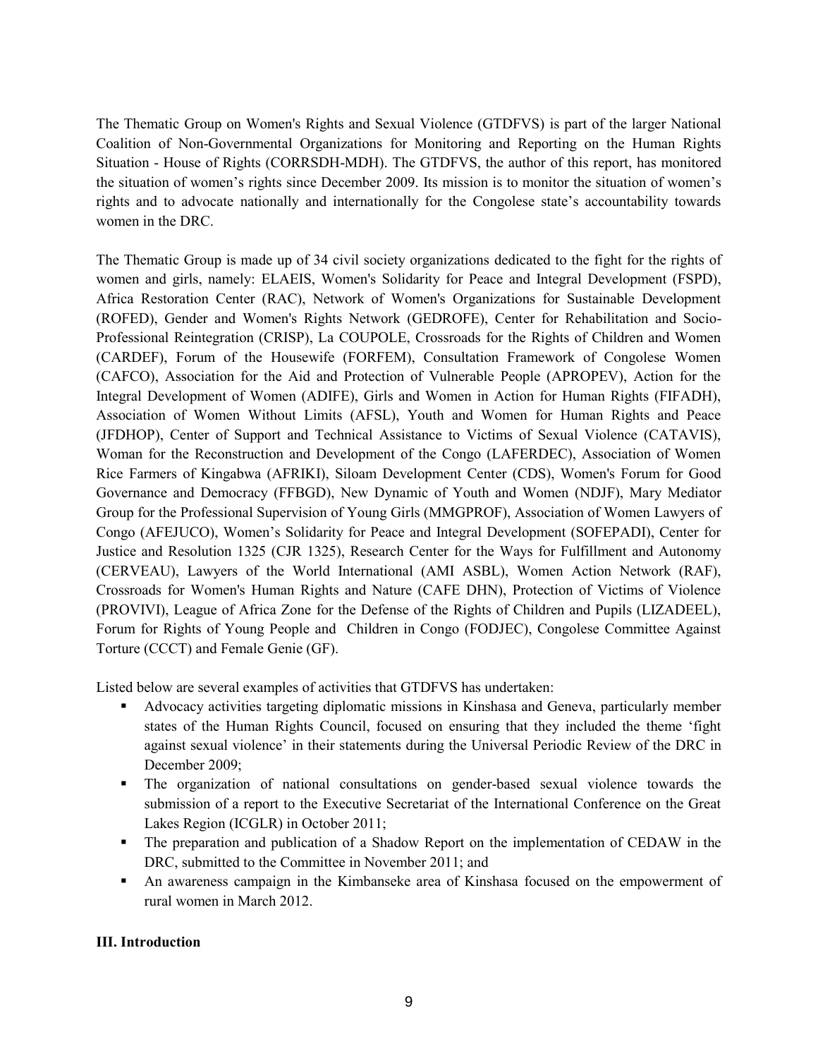The Thematic Group on Women's Rights and Sexual Violence (GTDFVS) is part of the larger National Coalition of Non-Governmental Organizations for Monitoring and Reporting on the Human Rights Situation - House of Rights (CORRSDH-MDH). The GTDFVS, the author of this report, has monitored the situation of women's rights since December 2009. Its mission is to monitor the situation of women's rights and to advocate nationally and internationally for the Congolese state's accountability towards women in the DRC.

The Thematic Group is made up of 34 civil society organizations dedicated to the fight for the rights of women and girls, namely: ELAEIS, Women's Solidarity for Peace and Integral Development (FSPD), Africa Restoration Center (RAC), Network of Women's Organizations for Sustainable Development (ROFED), Gender and Women's Rights Network (GEDROFE), Center for Rehabilitation and Socio-Professional Reintegration (CRISP), La COUPOLE, Crossroads for the Rights of Children and Women (CARDEF), Forum of the Housewife (FORFEM), Consultation Framework of Congolese Women (CAFCO), Association for the Aid and Protection of Vulnerable People (APROPEV), Action for the Integral Development of Women (ADIFE), Girls and Women in Action for Human Rights (FIFADH), Association of Women Without Limits (AFSL), Youth and Women for Human Rights and Peace (JFDHOP), Center of Support and Technical Assistance to Victims of Sexual Violence (CATAVIS), Woman for the Reconstruction and Development of the Congo (LAFERDEC), Association of Women Rice Farmers of Kingabwa (AFRIKI), Siloam Development Center (CDS), Women's Forum for Good Governance and Democracy (FFBGD), New Dynamic of Youth and Women (NDJF), Mary Mediator Group for the Professional Supervision of Young Girls (MMGPROF), Association of Women Lawyers of Congo (AFEJUCO), Women's Solidarity for Peace and Integral Development (SOFEPADI), Center for Justice and Resolution 1325 (CJR 1325), Research Center for the Ways for Fulfillment and Autonomy (CERVEAU), Lawyers of the World International (AMI ASBL), Women Action Network (RAF), Crossroads for Women's Human Rights and Nature (CAFE DHN), Protection of Victims of Violence (PROVIVI), League of Africa Zone for the Defense of the Rights of Children and Pupils (LIZADEEL), Forum for Rights of Young People and Children in Congo (FODJEC), Congolese Committee Against Torture (CCCT) and Female Genie (GF).

Listed below are several examples of activities that GTDFVS has undertaken:

- Advocacy activities targeting diplomatic missions in Kinshasa and Geneva, particularly member states of the Human Rights Council, focused on ensuring that they included the theme 'fight against sexual violence' in their statements during the Universal Periodic Review of the DRC in December 2009;
- The organization of national consultations on gender-based sexual violence towards the submission of a report to the Executive Secretariat of the International Conference on the Great Lakes Region (ICGLR) in October 2011;
- The preparation and publication of a Shadow Report on the implementation of CEDAW in the DRC, submitted to the Committee in November 2011; and
- An awareness campaign in the Kimbanseke area of Kinshasa focused on the empowerment of rural women in March 2012.

**III. Introduction**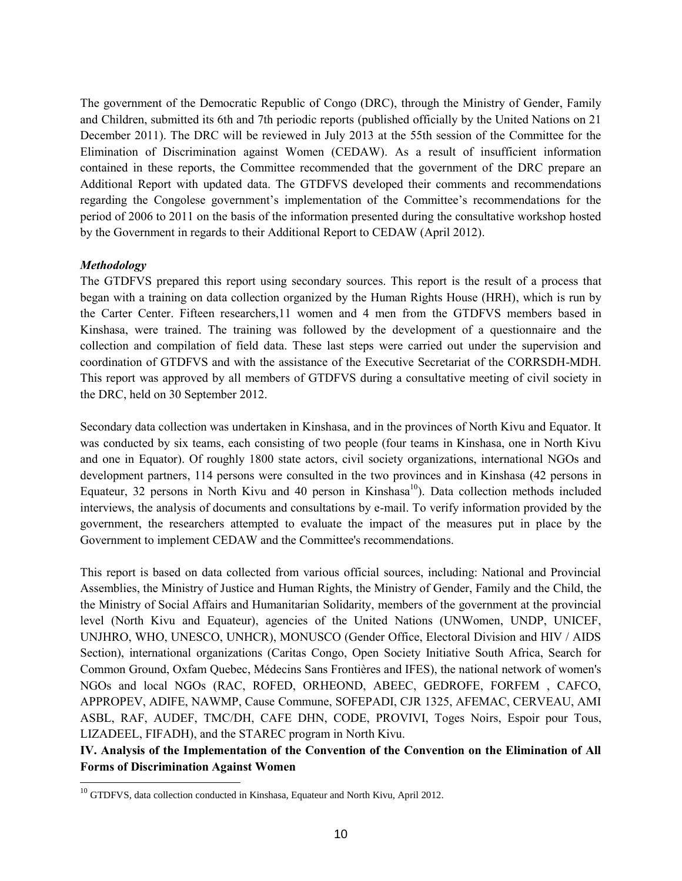The government of the Democratic Republic of Congo (DRC), through the Ministry of Gender, Family and Children, submitted its 6th and 7th periodic reports (published officially by the United Nations on 21 December 2011). The DRC will be reviewed in July 2013 at the 55th session of the Committee for the Elimination of Discrimination against Women (CEDAW). As a result of insufficient information contained in these reports, the Committee recommended that the government of the DRC prepare an Additional Report with updated data. The GTDFVS developed their comments and recommendations regarding the Congolese government's implementation of the Committee's recommendations for the period of 2006 to 2011 on the basis of the information presented during the consultative workshop hosted by the Government in regards to their Additional Report to CEDAW (April 2012).

***Methodology***

The GTDFVS prepared this report using secondary sources. This report is the result of a process that began with a training on data collection organized by the Human Rights House (HRH), which is run by the Carter Center. Fifteen researchers,11 women and 4 men from the GTDFVS members based in Kinshasa, were trained. The training was followed by the development of a questionnaire and the collection and compilation of field data. These last steps were carried out under the supervision and coordination of GTDFVS and with the assistance of the Executive Secretariat of the CORRSDH-MDH. This report was approved by all members of GTDFVS during a consultative meeting of civil society in the DRC, held on 30 September 2012.

Secondary data collection was undertaken in Kinshasa, and in the provinces of North Kivu and Equator. It was conducted by six teams, each consisting of two people (four teams in Kinshasa, one in North Kivu and one in Equator). Of roughly 1800 state actors, civil society organizations, international NGOs and development partners, 114 persons were consulted in the two provinces and in Kinshasa (42 persons in Equateur, 32 persons in North Kivu and 40 person in Kinshasa[10]). Data collection methods included interviews, the analysis of documents and consultations by e-mail. To verify information provided by the government, the researchers attempted to evaluate the impact of the measures put in place by the Government to implement CEDAW and the Committee's recommendations.

This report is based on data collected from various official sources, including: National and Provincial Assemblies, the Ministry of Justice and Human Rights, the Ministry of Gender, Family and the Child, the the Ministry of Social Affairs and Humanitarian Solidarity, members of the government at the provincial level (North Kivu and Equateur), agencies of the United Nations (UNWomen, UNDP, UNICEF, UNJHRO, WHO, UNESCO, UNHCR), MONUSCO (Gender Office, Electoral Division and HIV / AIDS Section), international organizations (Caritas Congo, Open Society Initiative South Africa, Search for Common Ground, Oxfam Quebec, Médecins Sans Frontières and IFES), the national network of women's NGOs and local NGOs (RAC, ROFED, ORHEOND, ABEEC, GEDROFE, FORFEM , CAFCO, APPROPEV, ADIFE, NAWMP, Cause Commune, SOFEPADI, CJR 1325, AFEMAC, CERVEAU, AMI ASBL, RAF, AUDEF, TMC/DH, CAFE DHN, CODE, PROVIVI, Toges Noirs, Espoir pour Tous, LIZADEEL, FIFADH), and the STAREC program in North Kivu.

**IV. Analysis of the Implementation of the Convention of the Convention on the Elimination of All Forms of Discrimination Against Women**

[10] GTDFVS, data collection conducted in Kinshasa, Equateur and North Kivu, April 2012.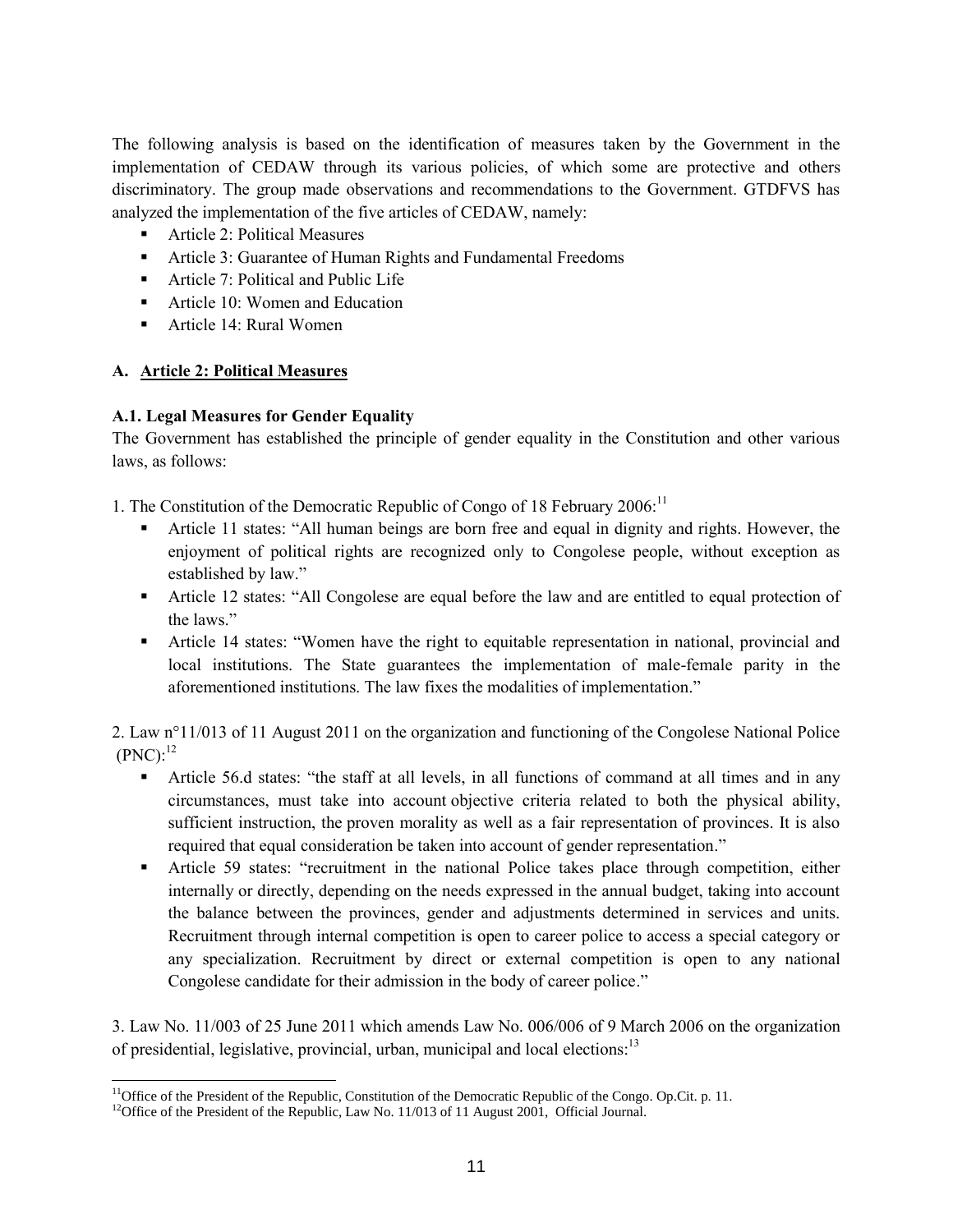The following analysis is based on the identification of measures taken by the Government in the implementation of CEDAW through its various policies, of which some are protective and others discriminatory. The group made observations and recommendations to the Government. GTDFVS has analyzed the implementation of the five articles of CEDAW, namely:

- Article 2: Political Measures
- Article 3: Guarantee of Human Rights and Fundamental Freedoms
- Article 7: Political and Public Life
- Article 10: Women and Education
- Article 14: Rural Women

**A. Article 2: Political Measures**

**A.1. Legal Measures for Gender Equality**

The Government has established the principle of gender equality in the Constitution and other various laws, as follows:

1. The Constitution of the Democratic Republic of Congo of 18 February 2006:[11]

- Article 11 states: "All human beings are born free and equal in dignity and rights. However, the enjoyment of political rights are recognized only to Congolese people, without exception as established by law."
- Article 12 states: "All Congolese are equal before the law and are entitled to equal protection of the laws."
- Article 14 states: "Women have the right to equitable representation in national, provincial and local institutions. The State guarantees the implementation of male-female parity in the aforementioned institutions. The law fixes the modalities of implementation."

2. Law n°11/013 of 11 August 2011 on the organization and functioning of the Congolese National Police (PNC):[12]

- Article 56.d states: "the staff at all levels, in all functions of command at all times and in any circumstances, must take into account objective criteria related to both the physical ability, sufficient instruction, the proven morality as well as a fair representation of provinces. It is also required that equal consideration be taken into account of gender representation."
- Article 59 states: "recruitment in the national Police takes place through competition, either internally or directly, depending on the needs expressed in the annual budget, taking into account the balance between the provinces, gender and adjustments determined in services and units. Recruitment through internal competition is open to career police to access a special category or any specialization. Recruitment by direct or external competition is open to any national Congolese candidate for their admission in the body of career police."

3. Law No. 11/003 of 25 June 2011 which amends Law No. 006/006 of 9 March 2006 on the organization of presidential, legislative, provincial, urban, municipal and local elections:[13]

---

[11] Office of the President of the Republic, Constitution of the Democratic Republic of the Congo. Op.Cit. p. 11.

[12] Office of the President of the Republic, Law No. 11/013 of 11 August 2001, Official Journal.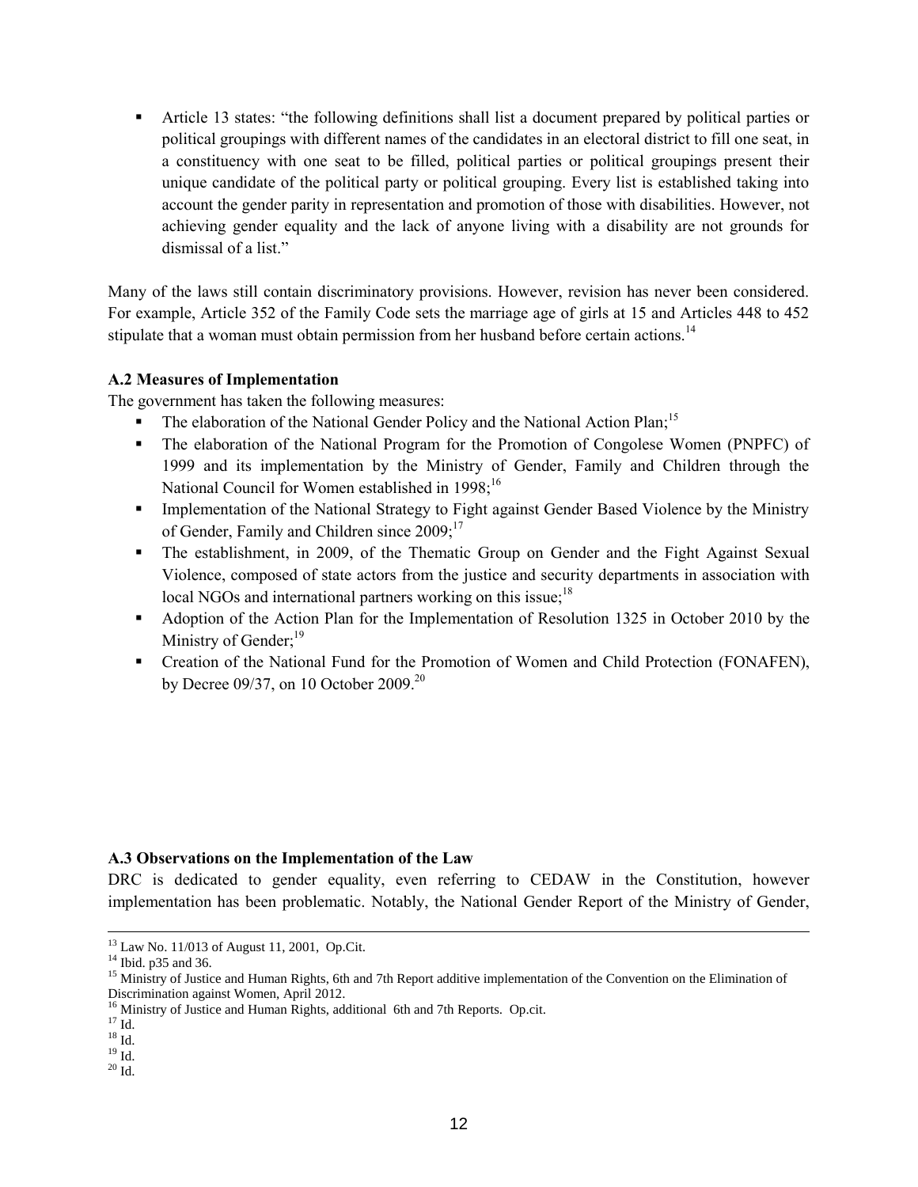- Article 13 states: "the following definitions shall list a document prepared by political parties or political groupings with different names of the candidates in an electoral district to fill one seat, in a constituency with one seat to be filled, political parties or political groupings present their unique candidate of the political party or political grouping. Every list is established taking into account the gender parity in representation and promotion of those with disabilities. However, not achieving gender equality and the lack of anyone living with a disability are not grounds for dismissal of a list."

Many of the laws still contain discriminatory provisions. However, revision has never been considered. For example, Article 352 of the Family Code sets the marriage age of girls at 15 and Articles 448 to 452 stipulate that a woman must obtain permission from her husband before certain actions.[14]

**A.2 Measures of Implementation**

The government has taken the following measures:

- The elaboration of the National Gender Policy and the National Action Plan;[15]
- The elaboration of the National Program for the Promotion of Congolese Women (PNPFC) of 1999 and its implementation by the Ministry of Gender, Family and Children through the National Council for Women established in 1998;[16]
- Implementation of the National Strategy to Fight against Gender Based Violence by the Ministry of Gender, Family and Children since 2009;[17]
- The establishment, in 2009, of the Thematic Group on Gender and the Fight Against Sexual Violence, composed of state actors from the justice and security departments in association with local NGOs and international partners working on this issue;[18]
- Adoption of the Action Plan for the Implementation of Resolution 1325 in October 2010 by the Ministry of Gender;[19]
- Creation of the National Fund for the Promotion of Women and Child Protection (FONAFEN), by Decree 09/37, on 10 October 2009.[20]

**A.3 Observations on the Implementation of the Law**

DRC is dedicated to gender equality, even referring to CEDAW in the Constitution, however implementation has been problematic. Notably, the National Gender Report of the Ministry of Gender,

---

[13] Law No. 11/013 of August 11, 2001, Op.Cit.
[14] Ibid. p35 and 36.
[15] Ministry of Justice and Human Rights, 6th and 7th Report additive implementation of the Convention on the Elimination of Discrimination against Women, April 2012.
[16] Ministry of Justice and Human Rights, additional 6th and 7th Reports. Op.cit.
[17] Id.
[18] Id.
[19] Id.
[20] Id.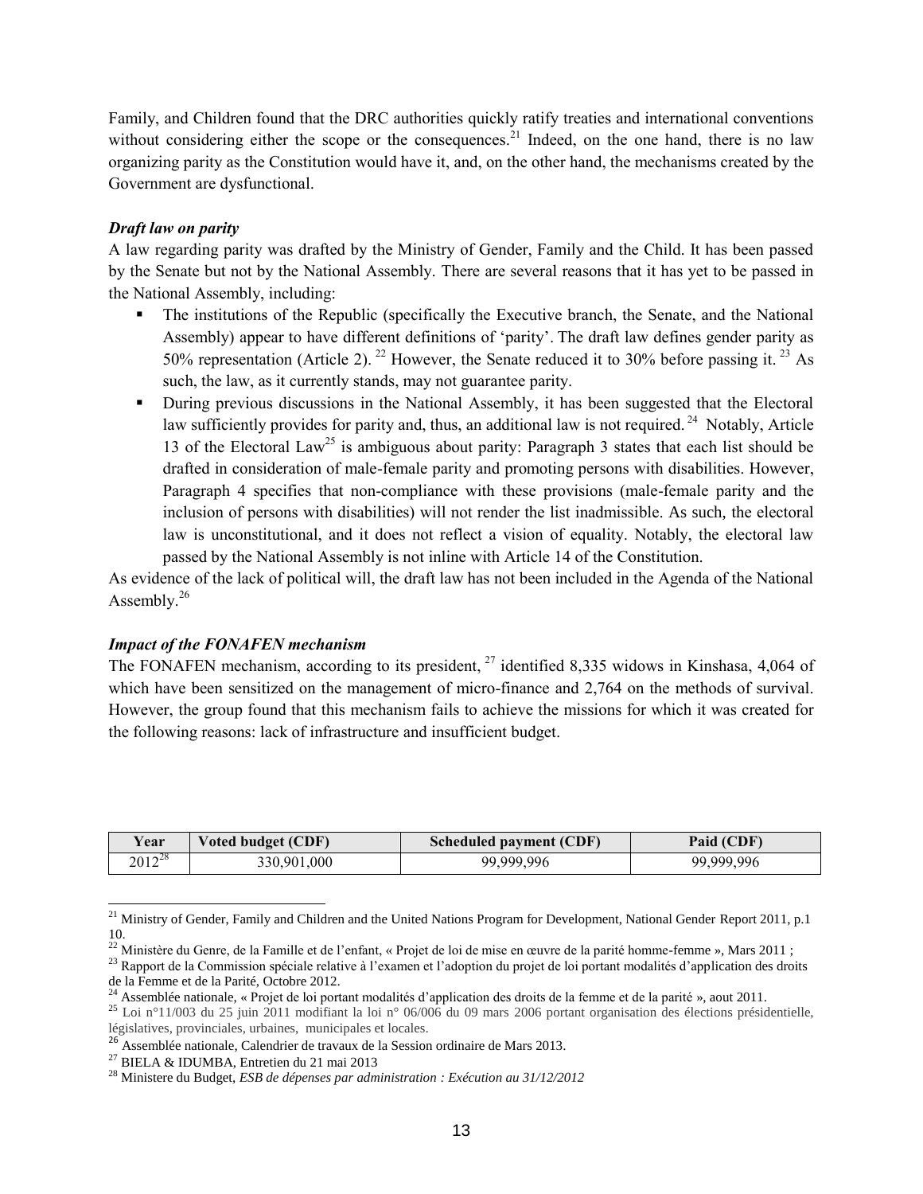Family, and Children found that the DRC authorities quickly ratify treaties and international conventions without considering either the scope or the consequences.[21] Indeed, on the one hand, there is no law organizing parity as the Constitution would have it, and, on the other hand, the mechanisms created by the Government are dysfunctional.

***Draft law on parity***

A law regarding parity was drafted by the Ministry of Gender, Family and the Child. It has been passed by the Senate but not by the National Assembly. There are several reasons that it has yet to be passed in the National Assembly, including:

- The institutions of the Republic (specifically the Executive branch, the Senate, and the National Assembly) appear to have different definitions of 'parity'. The draft law defines gender parity as 50% representation (Article 2).[22] However, the Senate reduced it to 30% before passing it.[23] As such, the law, as it currently stands, may not guarantee parity.
- During previous discussions in the National Assembly, it has been suggested that the Electoral law sufficiently provides for parity and, thus, an additional law is not required.[24] Notably, Article 13 of the Electoral Law[25] is ambiguous about parity: Paragraph 3 states that each list should be drafted in consideration of male-female parity and promoting persons with disabilities. However, Paragraph 4 specifies that non-compliance with these provisions (male-female parity and the inclusion of persons with disabilities) will not render the list inadmissible. As such, the electoral law is unconstitutional, and it does not reflect a vision of equality. Notably, the electoral law passed by the National Assembly is not inline with Article 14 of the Constitution.

As evidence of the lack of political will, the draft law has not been included in the Agenda of the National Assembly.[26]

***Impact of the FONAFEN mechanism***

The FONAFEN mechanism, according to its president,[27] identified 8,335 widows in Kinshasa, 4,064 of which have been sensitized on the management of micro-finance and 2,764 on the methods of survival. However, the group found that this mechanism fails to achieve the missions for which it was created for the following reasons: lack of infrastructure and insufficient budget.

| Year | Voted budget (CDF) | Scheduled payment (CDF) | Paid (CDF) |
|---|---|---|---|
| 2012[28] | 330,901,000 | 99,999,996 | 99,999,996 |

---

[21] Ministry of Gender, Family and Children and the United Nations Program for Development, National Gender Report 2011, p.1 10.

[22] Ministère du Genre, de la Famille et de l'enfant, « Projet de loi de mise en œuvre de la parité homme-femme », Mars 2011 ;

[23] Rapport de la Commission spéciale relative à l'examen et l'adoption du projet de loi portant modalités d'application des droits de la Femme et de la Parité, Octobre 2012.

[24] Assemblée nationale, « Projet de loi portant modalités d'application des droits de la femme et de la parité », aout 2011.

[25] Loi n°11/003 du 25 juin 2011 modifiant la loi n° 06/006 du 09 mars 2006 portant organisation des élections présidentielle, législatives, provinciales, urbaines, municipales et locales.

[26] Assemblée nationale, Calendrier de travaux de la Session ordinaire de Mars 2013.

[27] BIELA & IDUMBA, Entretien du 21 mai 2013

[28] Ministere du Budget, *ESB de dépenses par administration : Exécution au 31/12/2012*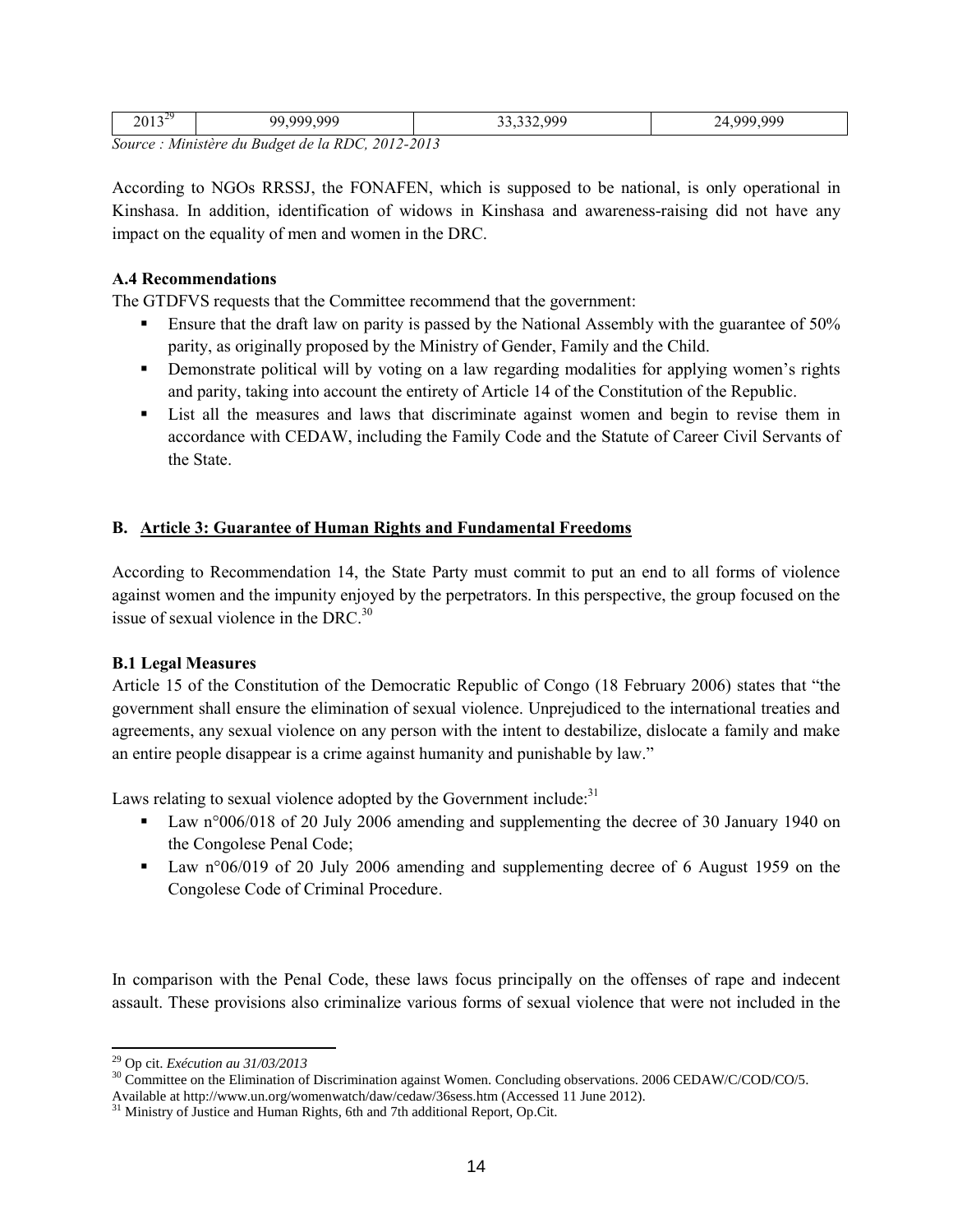| 2013[29] | 99,999,999 | 33,332,999 | 24,999,999 |
| --- | --- | --- | --- |

*Source : Ministère du Budget de la RDC, 2012-2013*

According to NGOs RRSSJ, the FONAFEN, which is supposed to be national, is only operational in Kinshasa. In addition, identification of widows in Kinshasa and awareness-raising did not have any impact on the equality of men and women in the DRC.

**A.4 Recommendations**

The GTDFVS requests that the Committee recommend that the government:

- Ensure that the draft law on parity is passed by the National Assembly with the guarantee of 50% parity, as originally proposed by the Ministry of Gender, Family and the Child.
- Demonstrate political will by voting on a law regarding modalities for applying women's rights and parity, taking into account the entirety of Article 14 of the Constitution of the Republic.
- List all the measures and laws that discriminate against women and begin to revise them in accordance with CEDAW, including the Family Code and the Statute of Career Civil Servants of the State.

## B. Article 3: Guarantee of Human Rights and Fundamental Freedoms

According to Recommendation 14, the State Party must commit to put an end to all forms of violence against women and the impunity enjoyed by the perpetrators. In this perspective, the group focused on the issue of sexual violence in the DRC.[30]

**B.1 Legal Measures**

Article 15 of the Constitution of the Democratic Republic of Congo (18 February 2006) states that "the government shall ensure the elimination of sexual violence. Unprejudiced to the international treaties and agreements, any sexual violence on any person with the intent to destabilize, dislocate a family and make an entire people disappear is a crime against humanity and punishable by law."

Laws relating to sexual violence adopted by the Government include:[31]

- Law n°006/018 of 20 July 2006 amending and supplementing the decree of 30 January 1940 on the Congolese Penal Code;
- Law n°06/019 of 20 July 2006 amending and supplementing decree of 6 August 1959 on the Congolese Code of Criminal Procedure.

In comparison with the Penal Code, these laws focus principally on the offenses of rape and indecent assault. These provisions also criminalize various forms of sexual violence that were not included in the

---

[29] Op cit. *Exécution au 31/03/2013*

[30] Committee on the Elimination of Discrimination against Women. Concluding observations. 2006 CEDAW/C/COD/CO/5. Available at http://www.un.org/womenwatch/daw/cedaw/36sess.htm (Accessed 11 June 2012).

[31] Ministry of Justice and Human Rights, 6th and 7th additional Report, Op.Cit.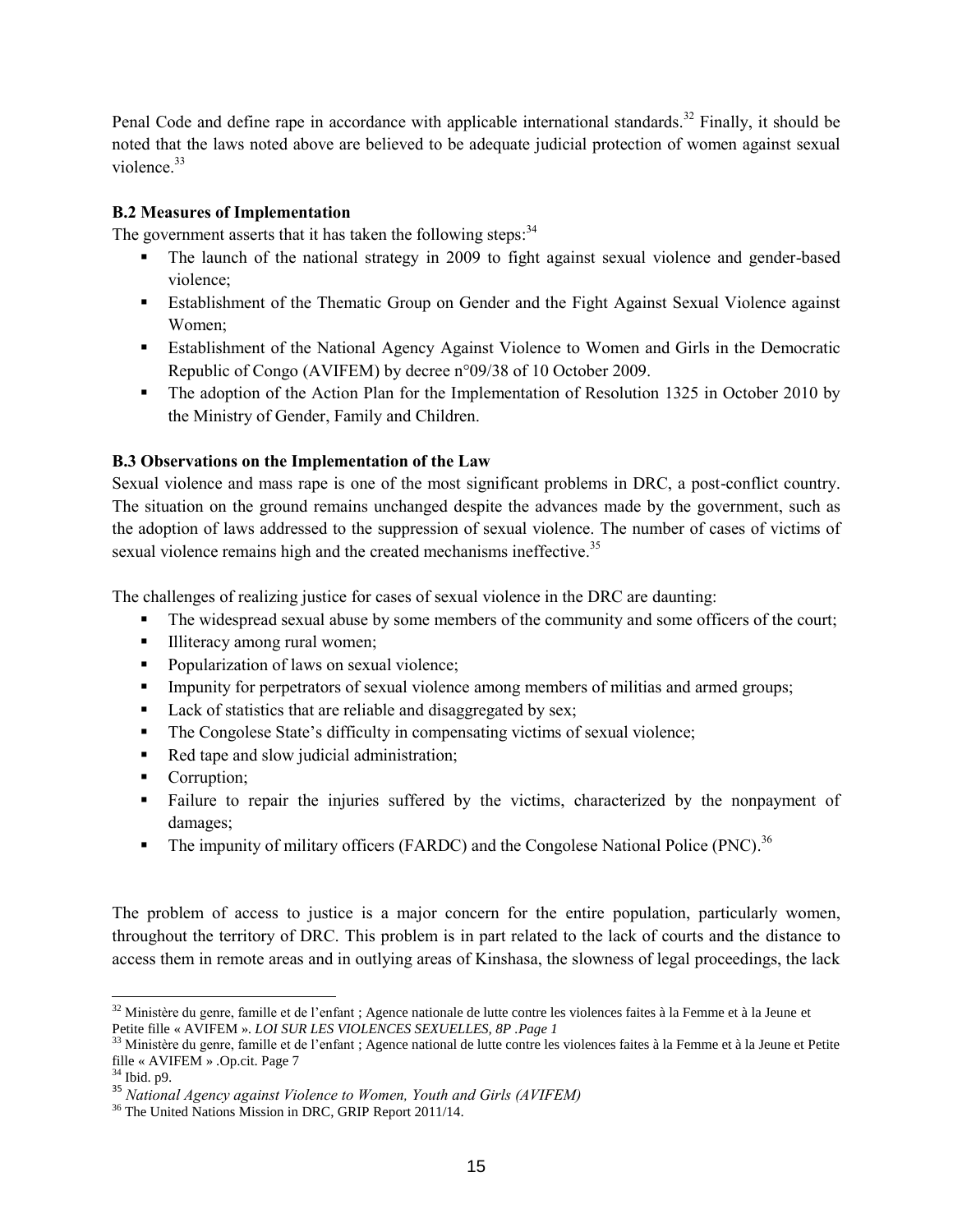Penal Code and define rape in accordance with applicable international standards.[32] Finally, it should be noted that the laws noted above are believed to be adequate judicial protection of women against sexual violence.[33]

**B.2 Measures of Implementation**

The government asserts that it has taken the following steps:[34]

- The launch of the national strategy in 2009 to fight against sexual violence and gender-based violence;
- Establishment of the Thematic Group on Gender and the Fight Against Sexual Violence against Women;
- Establishment of the National Agency Against Violence to Women and Girls in the Democratic Republic of Congo (AVIFEM) by decree n°09/38 of 10 October 2009.
- The adoption of the Action Plan for the Implementation of Resolution 1325 in October 2010 by the Ministry of Gender, Family and Children.

**B.3 Observations on the Implementation of the Law**

Sexual violence and mass rape is one of the most significant problems in DRC, a post-conflict country. The situation on the ground remains unchanged despite the advances made by the government, such as the adoption of laws addressed to the suppression of sexual violence. The number of cases of victims of sexual violence remains high and the created mechanisms ineffective.[35]

The challenges of realizing justice for cases of sexual violence in the DRC are daunting:

- The widespread sexual abuse by some members of the community and some officers of the court;
- Illiteracy among rural women;
- Popularization of laws on sexual violence;
- Impunity for perpetrators of sexual violence among members of militias and armed groups;
- Lack of statistics that are reliable and disaggregated by sex;
- The Congolese State's difficulty in compensating victims of sexual violence;
- Red tape and slow judicial administration;
- Corruption;
- Failure to repair the injuries suffered by the victims, characterized by the nonpayment of damages;
- The impunity of military officers (FARDC) and the Congolese National Police (PNC).[36]

The problem of access to justice is a major concern for the entire population, particularly women, throughout the territory of DRC. This problem is in part related to the lack of courts and the distance to access them in remote areas and in outlying areas of Kinshasa, the slowness of legal proceedings, the lack

---

[32] Ministère du genre, famille et de l'enfant ; Agence nationale de lutte contre les violences faites à la Femme et à la Jeune et Petite fille « AVIFEM ». *LOI SUR LES VIOLENCES SEXUELLES, 8P .Page 1*

[33] Ministère du genre, famille et de l'enfant ; Agence national de lutte contre les violences faites à la Femme et à la Jeune et Petite fille « AVIFEM » .Op.cit. Page 7

[34] Ibid. p9.

[35] *National Agency against Violence to Women, Youth and Girls (AVIFEM)*

[36] The United Nations Mission in DRC, GRIP Report 2011/14.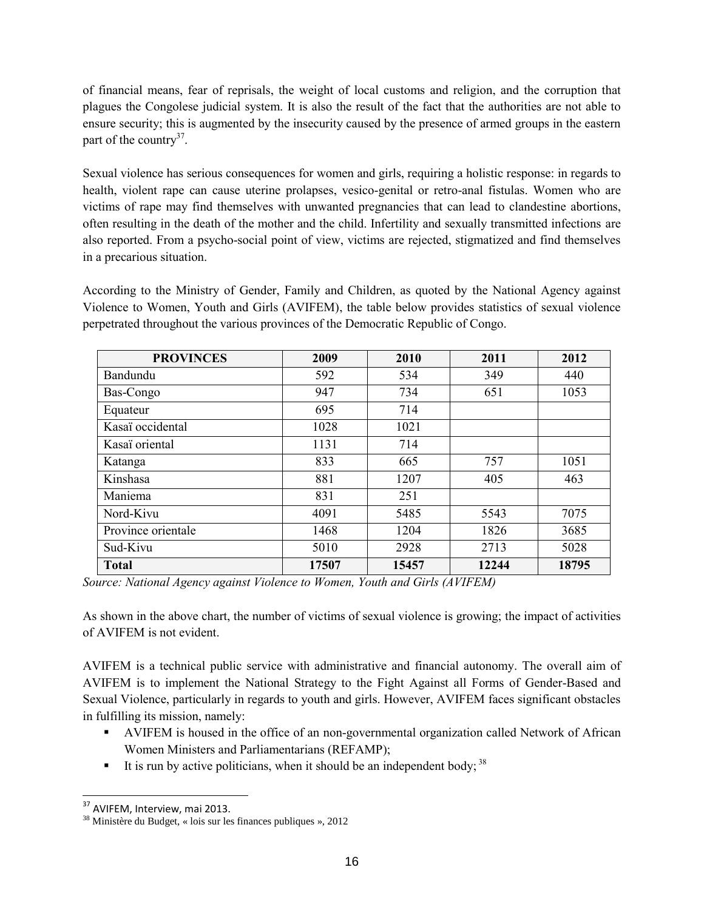of financial means, fear of reprisals, the weight of local customs and religion, and the corruption that plagues the Congolese judicial system. It is also the result of the fact that the authorities are not able to ensure security; this is augmented by the insecurity caused by the presence of armed groups in the eastern part of the country[37].

Sexual violence has serious consequences for women and girls, requiring a holistic response: in regards to health, violent rape can cause uterine prolapses, vesico-genital or retro-anal fistulas. Women who are victims of rape may find themselves with unwanted pregnancies that can lead to clandestine abortions, often resulting in the death of the mother and the child. Infertility and sexually transmitted infections are also reported. From a psycho-social point of view, victims are rejected, stigmatized and find themselves in a precarious situation.

According to the Ministry of Gender, Family and Children, as quoted by the National Agency against Violence to Women, Youth and Girls (AVIFEM), the table below provides statistics of sexual violence perpetrated throughout the various provinces of the Democratic Republic of Congo.

| PROVINCES | 2009 | 2010 | 2011 | 2012 |
|---|---|---|---|---|
| Bandundu | 592 | 534 | 349 | 440 |
| Bas-Congo | 947 | 734 | 651 | 1053 |
| Equateur | 695 | 714 | | |
| Kasaï occidental | 1028 | 1021 | | |
| Kasaï oriental | 1131 | 714 | | |
| Katanga | 833 | 665 | 757 | 1051 |
| Kinshasa | 881 | 1207 | 405 | 463 |
| Maniema | 831 | 251 | | |
| Nord-Kivu | 4091 | 5485 | 5543 | 7075 |
| Province orientale | 1468 | 1204 | 1826 | 3685 |
| Sud-Kivu | 5010 | 2928 | 2713 | 5028 |
| **Total** | **17507** | **15457** | **12244** | **18795** |

*Source: National Agency against Violence to Women, Youth and Girls (AVIFEM)*

As shown in the above chart, the number of victims of sexual violence is growing; the impact of activities of AVIFEM is not evident.

AVIFEM is a technical public service with administrative and financial autonomy. The overall aim of AVIFEM is to implement the National Strategy to the Fight Against all Forms of Gender-Based and Sexual Violence, particularly in regards to youth and girls. However, AVIFEM faces significant obstacles in fulfilling its mission, namely:

- AVIFEM is housed in the office of an non-governmental organization called Network of African Women Ministers and Parliamentarians (REFAMP);
- It is run by active politicians, when it should be an independent body; [38]

[37] AVIFEM, Interview, mai 2013.

[38] Ministère du Budget, « lois sur les finances publiques », 2012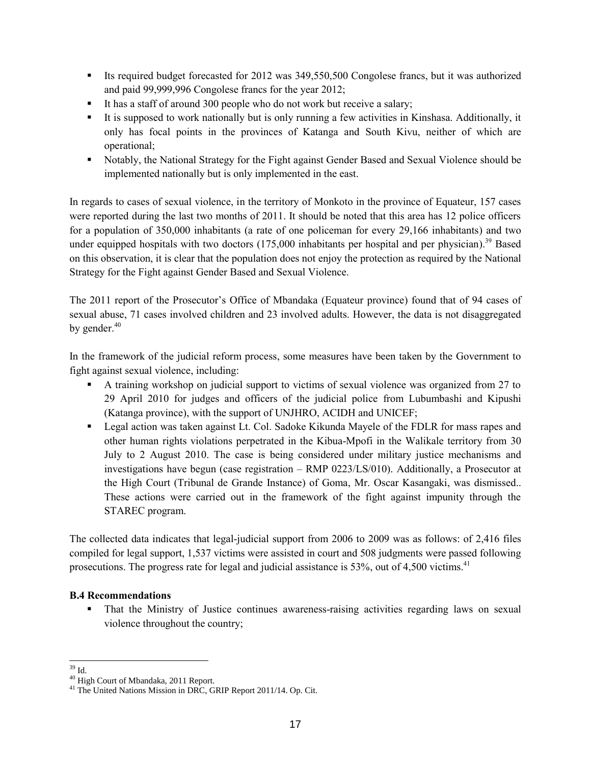- Its required budget forecasted for 2012 was 349,550,500 Congolese francs, but it was authorized and paid 99,999,996 Congolese francs for the year 2012;
- It has a staff of around 300 people who do not work but receive a salary;
- It is supposed to work nationally but is only running a few activities in Kinshasa. Additionally, it only has focal points in the provinces of Katanga and South Kivu, neither of which are operational;
- Notably, the National Strategy for the Fight against Gender Based and Sexual Violence should be implemented nationally but is only implemented in the east.

In regards to cases of sexual violence, in the territory of Monkoto in the province of Equateur, 157 cases were reported during the last two months of 2011. It should be noted that this area has 12 police officers for a population of 350,000 inhabitants (a rate of one policeman for every 29,166 inhabitants) and two under equipped hospitals with two doctors (175,000 inhabitants per hospital and per physician).[39] Based on this observation, it is clear that the population does not enjoy the protection as required by the National Strategy for the Fight against Gender Based and Sexual Violence.

The 2011 report of the Prosecutor's Office of Mbandaka (Equateur province) found that of 94 cases of sexual abuse, 71 cases involved children and 23 involved adults. However, the data is not disaggregated by gender.[40]

In the framework of the judicial reform process, some measures have been taken by the Government to fight against sexual violence, including:

- A training workshop on judicial support to victims of sexual violence was organized from 27 to 29 April 2010 for judges and officers of the judicial police from Lubumbashi and Kipushi (Katanga province), with the support of UNJHRO, ACIDH and UNICEF;
- Legal action was taken against Lt. Col. Sadoke Kikunda Mayele of the FDLR for mass rapes and other human rights violations perpetrated in the Kibua-Mpofi in the Walikale territory from 30 July to 2 August 2010. The case is being considered under military justice mechanisms and investigations have begun (case registration – RMP 0223/LS/010). Additionally, a Prosecutor at the High Court (Tribunal de Grande Instance) of Goma, Mr. Oscar Kasangaki, was dismissed.. These actions were carried out in the framework of the fight against impunity through the STAREC program.

The collected data indicates that legal-judicial support from 2006 to 2009 was as follows: of 2,416 files compiled for legal support, 1,537 victims were assisted in court and 508 judgments were passed following prosecutions. The progress rate for legal and judicial assistance is 53%, out of 4,500 victims.[41]

**B.4 Recommendations**

- That the Ministry of Justice continues awareness-raising activities regarding laws on sexual violence throughout the country;

---

[39] Id.

[40] High Court of Mbandaka, 2011 Report.

[41] The United Nations Mission in DRC, GRIP Report 2011/14. Op. Cit.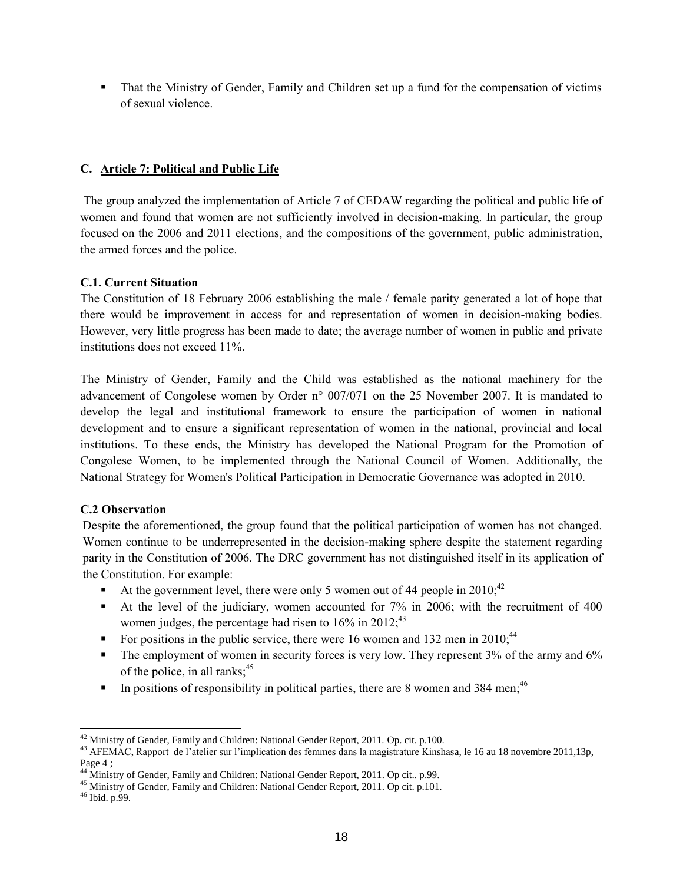- That the Ministry of Gender, Family and Children set up a fund for the compensation of victims of sexual violence.

### C. Article 7: Political and Public Life

The group analyzed the implementation of Article 7 of CEDAW regarding the political and public life of women and found that women are not sufficiently involved in decision-making. In particular, the group focused on the 2006 and 2011 elections, and the compositions of the government, public administration, the armed forces and the police.

#### C.1. Current Situation

The Constitution of 18 February 2006 establishing the male / female parity generated a lot of hope that there would be improvement in access for and representation of women in decision-making bodies. However, very little progress has been made to date; the average number of women in public and private institutions does not exceed 11%.

The Ministry of Gender, Family and the Child was established as the national machinery for the advancement of Congolese women by Order n° 007/071 on the 25 November 2007. It is mandated to develop the legal and institutional framework to ensure the participation of women in national development and to ensure a significant representation of women in the national, provincial and local institutions. To these ends, the Ministry has developed the National Program for the Promotion of Congolese Women, to be implemented through the National Council of Women. Additionally, the National Strategy for Women's Political Participation in Democratic Governance was adopted in 2010.

#### C.2 Observation

Despite the aforementioned, the group found that the political participation of women has not changed. Women continue to be underrepresented in the decision-making sphere despite the statement regarding parity in the Constitution of 2006. The DRC government has not distinguished itself in its application of the Constitution. For example:

- At the government level, there were only 5 women out of 44 people in 2010;[42]
- At the level of the judiciary, women accounted for 7% in 2006; with the recruitment of 400 women judges, the percentage had risen to 16% in 2012;[43]
- For positions in the public service, there were 16 women and 132 men in 2010;[44]
- The employment of women in security forces is very low. They represent 3% of the army and 6% of the police, in all ranks;[45]
- In positions of responsibility in political parties, there are 8 women and 384 men;[46]

---

[42] Ministry of Gender, Family and Children: National Gender Report, 2011. Op. cit. p.100.

[43] AFEMAC, Rapport de l'atelier sur l'implication des femmes dans la magistrature Kinshasa, le 16 au 18 novembre 2011,13p, Page 4 ;

[44] Ministry of Gender, Family and Children: National Gender Report, 2011. Op cit.. p.99.

[45] Ministry of Gender, Family and Children: National Gender Report, 2011. Op cit. p.101.

[46] Ibid. p.99.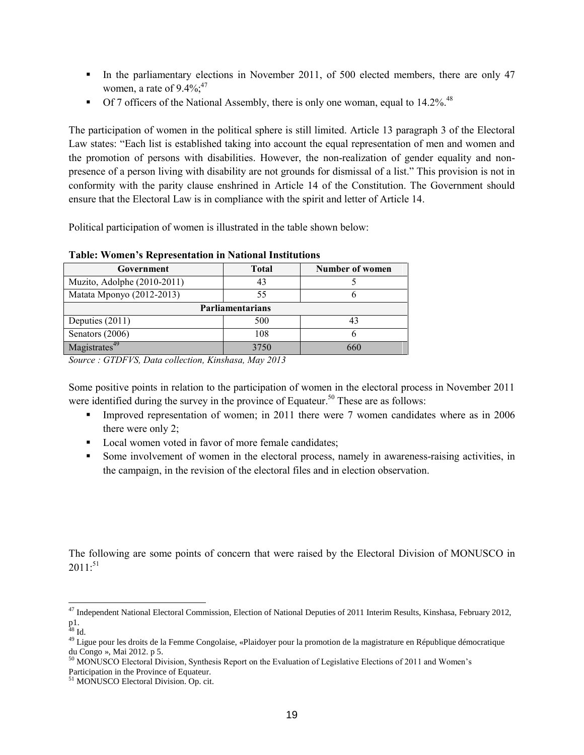- In the parliamentary elections in November 2011, of 500 elected members, there are only 47 women, a rate of 9.4%;[47]
- Of 7 officers of the National Assembly, there is only one woman, equal to 14.2%.[48]

The participation of women in the political sphere is still limited. Article 13 paragraph 3 of the Electoral Law states: "Each list is established taking into account the equal representation of men and women and the promotion of persons with disabilities. However, the non-realization of gender equality and non-presence of a person living with disability are not grounds for dismissal of a list." This provision is not in conformity with the parity clause enshrined in Article 14 of the Constitution. The Government should ensure that the Electoral Law is in compliance with the spirit and letter of Article 14.

Political participation of women is illustrated in the table shown below:

**Table: Women's Representation in National Institutions**

| Government | Total | Number of women |
|---|---|---|
| Muzito, Adolphe (2010-2011) | 43 | 5 |
| Matata Mponyo (2012-2013) | 55 | 6 |
| **Parliamentarians** | | |
| Deputies (2011) | 500 | 43 |
| Senators (2006) | 108 | 6 |
| Magistrates[49] | 3750 | 660 |

*Source : GTDFVS, Data collection, Kinshasa, May 2013*

Some positive points in relation to the participation of women in the electoral process in November 2011 were identified during the survey in the province of Equateur.[50] These are as follows:

- Improved representation of women; in 2011 there were 7 women candidates where as in 2006 there were only 2;
- Local women voted in favor of more female candidates;
- Some involvement of women in the electoral process, namely in awareness-raising activities, in the campaign, in the revision of the electoral files and in election observation.

The following are some points of concern that were raised by the Electoral Division of MONUSCO in 2011:[51]

[47] Independent National Electoral Commission, Election of National Deputies of 2011 Interim Results, Kinshasa, February 2012, p1.

[48] Id.

[49] Ligue pour les droits de la Femme Congolaise, «Plaidoyer pour la promotion de la magistrature en République démocratique du Congo », Mai 2012. p 5.

[50] MONUSCO Electoral Division, Synthesis Report on the Evaluation of Legislative Elections of 2011 and Women's Participation in the Province of Equateur.

[51] MONUSCO Electoral Division. Op. cit.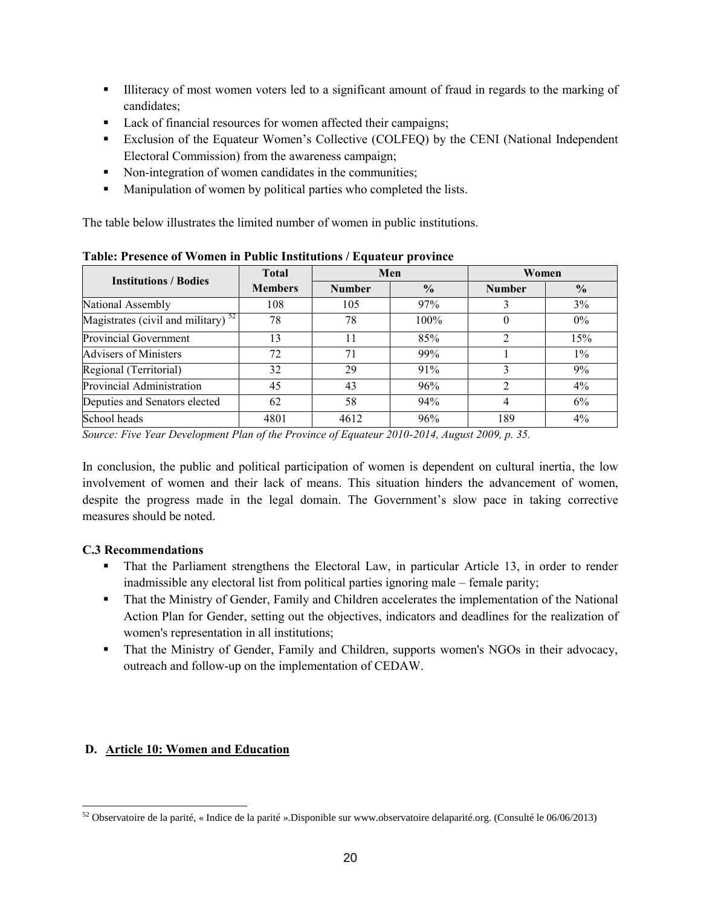- Illiteracy of most women voters led to a significant amount of fraud in regards to the marking of candidates;
- Lack of financial resources for women affected their campaigns;
- Exclusion of the Equateur Women's Collective (COLFEQ) by the CENI (National Independent Electoral Commission) from the awareness campaign;
- Non-integration of women candidates in the communities;
- Manipulation of women by political parties who completed the lists.

The table below illustrates the limited number of women in public institutions.

**Table: Presence of Women in Public Institutions / Equateur province**

| Institutions / Bodies | Total Members | Men | | Women | |
|---|---|---|---|---|---|
| | | Number | % | Number | % |
| National Assembly | 108 | 105 | 97% | 3 | 3% |
| Magistrates (civil and military) [52] | 78 | 78 | 100% | 0 | 0% |
| Provincial Government | 13 | 11 | 85% | 2 | 15% |
| Advisers of Ministers | 72 | 71 | 99% | 1 | 1% |
| Regional (Territorial) | 32 | 29 | 91% | 3 | 9% |
| Provincial Administration | 45 | 43 | 96% | 2 | 4% |
| Deputies and Senators elected | 62 | 58 | 94% | 4 | 6% |
| School heads | 4801 | 4612 | 96% | 189 | 4% |

*Source: Five Year Development Plan of the Province of Equateur 2010-2014, August 2009, p. 35.*

In conclusion, the public and political participation of women is dependent on cultural inertia, the low involvement of women and their lack of means. This situation hinders the advancement of women, despite the progress made in the legal domain. The Government's slow pace in taking corrective measures should be noted.

### C.3 Recommendations

- That the Parliament strengthens the Electoral Law, in particular Article 13, in order to render inadmissible any electoral list from political parties ignoring male – female parity;
- That the Ministry of Gender, Family and Children accelerates the implementation of the National Action Plan for Gender, setting out the objectives, indicators and deadlines for the realization of women's representation in all institutions;
- That the Ministry of Gender, Family and Children, supports women's NGOs in their advocacy, outreach and follow-up on the implementation of CEDAW.

## D. Article 10: Women and Education

[52] Observatoire de la parité, « Indice de la parité ».Disponible sur www.observatoire delaparité.org. (Consulté le 06/06/2013)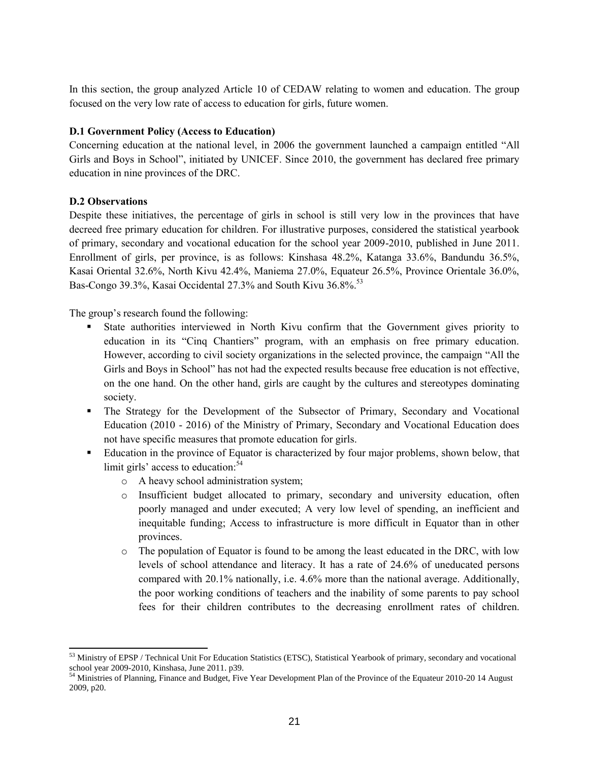In this section, the group analyzed Article 10 of CEDAW relating to women and education. The group focused on the very low rate of access to education for girls, future women.

**D.1 Government Policy (Access to Education)**

Concerning education at the national level, in 2006 the government launched a campaign entitled "All Girls and Boys in School", initiated by UNICEF. Since 2010, the government has declared free primary education in nine provinces of the DRC.

**D.2 Observations**

Despite these initiatives, the percentage of girls in school is still very low in the provinces that have decreed free primary education for children. For illustrative purposes, considered the statistical yearbook of primary, secondary and vocational education for the school year 2009-2010, published in June 2011. Enrollment of girls, per province, is as follows: Kinshasa 48.2%, Katanga 33.6%, Bandundu 36.5%, Kasai Oriental 32.6%, North Kivu 42.4%, Maniema 27.0%, Equateur 26.5%, Province Orientale 36.0%, Bas-Congo 39.3%, Kasai Occidental 27.3% and South Kivu 36.8%.[53]

The group's research found the following:

- State authorities interviewed in North Kivu confirm that the Government gives priority to education in its "Cinq Chantiers" program, with an emphasis on free primary education. However, according to civil society organizations in the selected province, the campaign "All the Girls and Boys in School" has not had the expected results because free education is not effective, on the one hand. On the other hand, girls are caught by the cultures and stereotypes dominating society.
- The Strategy for the Development of the Subsector of Primary, Secondary and Vocational Education (2010 - 2016) of the Ministry of Primary, Secondary and Vocational Education does not have specific measures that promote education for girls.
- Education in the province of Equator is characterized by four major problems, shown below, that limit girls' access to education:[54]
    - A heavy school administration system;
    - Insufficient budget allocated to primary, secondary and university education, often poorly managed and under executed; A very low level of spending, an inefficient and inequitable funding; Access to infrastructure is more difficult in Equator than in other provinces.
    - The population of Equator is found to be among the least educated in the DRC, with low levels of school attendance and literacy. It has a rate of 24.6% of uneducated persons compared with 20.1% nationally, i.e. 4.6% more than the national average. Additionally, the poor working conditions of teachers and the inability of some parents to pay school fees for their children contributes to the decreasing enrollment rates of children.

---

[53] Ministry of EPSP / Technical Unit For Education Statistics (ETSC), Statistical Yearbook of primary, secondary and vocational school year 2009-2010, Kinshasa, June 2011. p39.

[54] Ministries of Planning, Finance and Budget, Five Year Development Plan of the Province of the Equateur 2010-20 14 August 2009, p20.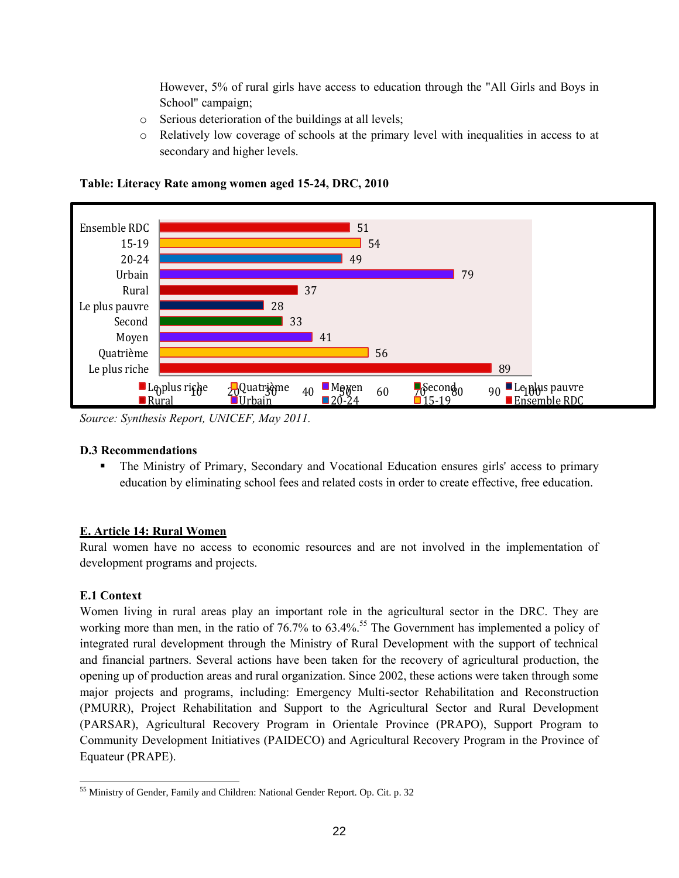However, 5% of rural girls have access to education through the "All Girls and Boys in School" campaign;

- Serious deterioration of the buildings at all levels;
- Relatively low coverage of schools at the primary level with inequalities in access to at secondary and higher levels.

**Table: Literacy Rate among women aged 15-24, DRC, 2010**

| Category | Literacy rate |
|---|---|
| Ensemble RDC | 51 |
| 15-19 | 54 |
| 20-24 | 49 |
| Urbain | 79 |
| Rural | 37 |
| Le plus pauvre | 28 |
| Second | 33 |
| Moyen | 41 |
| Quatrième | 56 |
| Le plus riche | 89 |

*Source: Synthesis Report, UNICEF, May 2011.*

**D.3 Recommendations**

- The Ministry of Primary, Secondary and Vocational Education ensures girls' access to primary education by eliminating school fees and related costs in order to create effective, free education.

## E. Article 14: Rural Women

Rural women have no access to economic resources and are not involved in the implementation of development programs and projects.

**E.1 Context**

Women living in rural areas play an important role in the agricultural sector in the DRC. They are working more than men, in the ratio of 76.7% to 63.4%.[55] The Government has implemented a policy of integrated rural development through the Ministry of Rural Development with the support of technical and financial partners. Several actions have been taken for the recovery of agricultural production, the opening up of production areas and rural organization. Since 2002, these actions were taken through some major projects and programs, including: Emergency Multi-sector Rehabilitation and Reconstruction (PMURR), Project Rehabilitation and Support to the Agricultural Sector and Rural Development (PARSAR), Agricultural Recovery Program in Orientale Province (PRAPO), Support Program to Community Development Initiatives (PAIDECO) and Agricultural Recovery Program in the Province of Equateur (PRAPE).

[55] Ministry of Gender, Family and Children: National Gender Report. Op. Cit. p. 32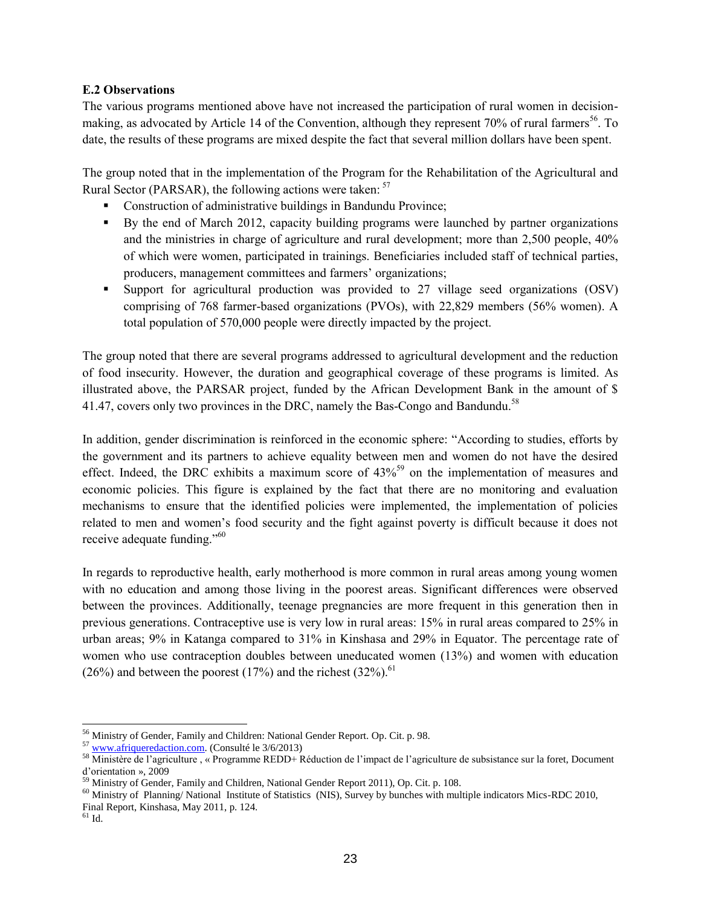**E.2 Observations**

The various programs mentioned above have not increased the participation of rural women in decision-making, as advocated by Article 14 of the Convention, although they represent 70% of rural farmers[56]. To date, the results of these programs are mixed despite the fact that several million dollars have been spent.

The group noted that in the implementation of the Program for the Rehabilitation of the Agricultural and Rural Sector (PARSAR), the following actions were taken: [57]

- Construction of administrative buildings in Bandundu Province;
- By the end of March 2012, capacity building programs were launched by partner organizations and the ministries in charge of agriculture and rural development; more than 2,500 people, 40% of which were women, participated in trainings. Beneficiaries included staff of technical parties, producers, management committees and farmers' organizations;
- Support for agricultural production was provided to 27 village seed organizations (OSV) comprising of 768 farmer-based organizations (PVOs), with 22,829 members (56% women). A total population of 570,000 people were directly impacted by the project.

The group noted that there are several programs addressed to agricultural development and the reduction of food insecurity. However, the duration and geographical coverage of these programs is limited. As illustrated above, the PARSAR project, funded by the African Development Bank in the amount of $ 41.47, covers only two provinces in the DRC, namely the Bas-Congo and Bandundu.[58]

In addition, gender discrimination is reinforced in the economic sphere: "According to studies, efforts by the government and its partners to achieve equality between men and women do not have the desired effect. Indeed, the DRC exhibits a maximum score of 43%[59] on the implementation of measures and economic policies. This figure is explained by the fact that there are no monitoring and evaluation mechanisms to ensure that the identified policies were implemented, the implementation of policies related to men and women's food security and the fight against poverty is difficult because it does not receive adequate funding."[60]

In regards to reproductive health, early motherhood is more common in rural areas among young women with no education and among those living in the poorest areas. Significant differences were observed between the provinces. Additionally, teenage pregnancies are more frequent in this generation then in previous generations. Contraceptive use is very low in rural areas: 15% in rural areas compared to 25% in urban areas; 9% in Katanga compared to 31% in Kinshasa and 29% in Equator. The percentage rate of women who use contraception doubles between uneducated women (13%) and women with education (26%) and between the poorest (17%) and the richest (32%).[61]

---

[56] Ministry of Gender, Family and Children: National Gender Report. Op. Cit. p. 98.

[57] www.afriqueredaction.com. (Consulté le 3/6/2013)

[58] Ministère de l'agriculture , « Programme REDD+ Réduction de l'impact de l'agriculture de subsistance sur la foret, Document d'orientation », 2009

[59] Ministry of Gender, Family and Children, National Gender Report 2011), Op. Cit. p. 108.

[60] Ministry of Planning/ National Institute of Statistics (NIS), Survey by bunches with multiple indicators Mics-RDC 2010, Final Report, Kinshasa, May 2011, p. 124.

[61] Id.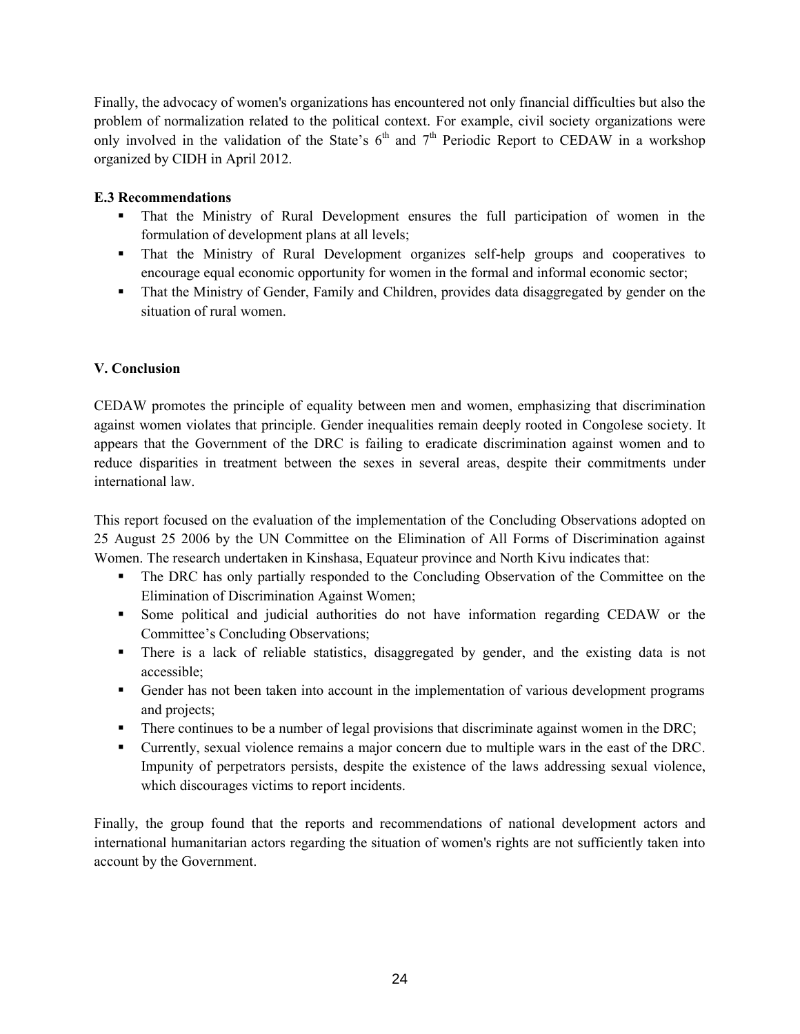Finally, the advocacy of women's organizations has encountered not only financial difficulties but also the problem of normalization related to the political context. For example, civil society organizations were only involved in the validation of the State's 6th and 7th Periodic Report to CEDAW in a workshop organized by CIDH in April 2012.

**E.3 Recommendations**

- That the Ministry of Rural Development ensures the full participation of women in the formulation of development plans at all levels;
- That the Ministry of Rural Development organizes self-help groups and cooperatives to encourage equal economic opportunity for women in the formal and informal economic sector;
- That the Ministry of Gender, Family and Children, provides data disaggregated by gender on the situation of rural women.

## V. Conclusion

CEDAW promotes the principle of equality between men and women, emphasizing that discrimination against women violates that principle. Gender inequalities remain deeply rooted in Congolese society. It appears that the Government of the DRC is failing to eradicate discrimination against women and to reduce disparities in treatment between the sexes in several areas, despite their commitments under international law.

This report focused on the evaluation of the implementation of the Concluding Observations adopted on 25 August 25 2006 by the UN Committee on the Elimination of All Forms of Discrimination against Women. The research undertaken in Kinshasa, Equateur province and North Kivu indicates that:

- The DRC has only partially responded to the Concluding Observation of the Committee on the Elimination of Discrimination Against Women;
- Some political and judicial authorities do not have information regarding CEDAW or the Committee's Concluding Observations;
- There is a lack of reliable statistics, disaggregated by gender, and the existing data is not accessible;
- Gender has not been taken into account in the implementation of various development programs and projects;
- There continues to be a number of legal provisions that discriminate against women in the DRC;
- Currently, sexual violence remains a major concern due to multiple wars in the east of the DRC. Impunity of perpetrators persists, despite the existence of the laws addressing sexual violence, which discourages victims to report incidents.

Finally, the group found that the reports and recommendations of national development actors and international humanitarian actors regarding the situation of women's rights are not sufficiently taken into account by the Government.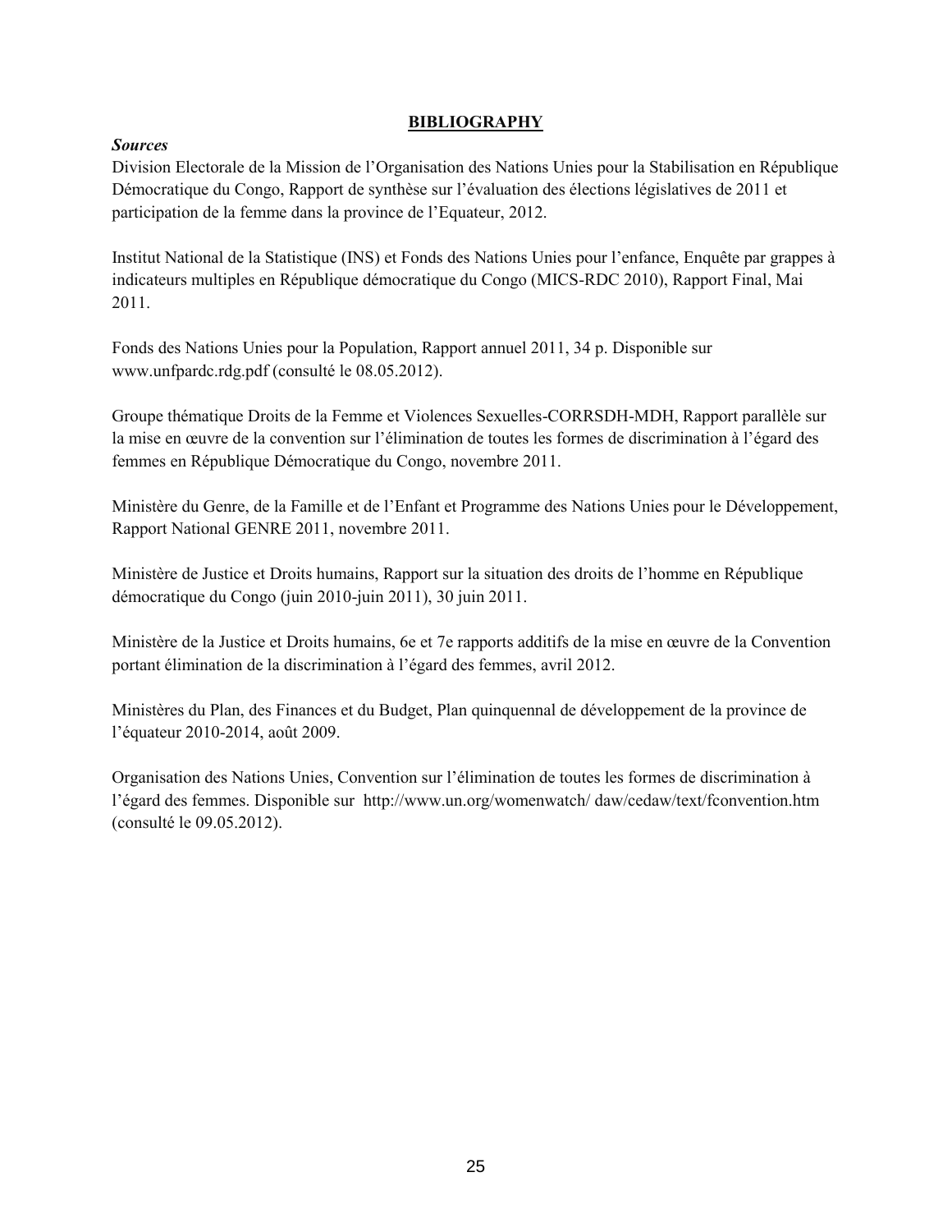## BIBLIOGRAPHY

***Sources***

Division Electorale de la Mission de l'Organisation des Nations Unies pour la Stabilisation en République Démocratique du Congo, Rapport de synthèse sur l'évaluation des élections législatives de 2011 et participation de la femme dans la province de l'Equateur, 2012.

Institut National de la Statistique (INS) et Fonds des Nations Unies pour l'enfance, Enquête par grappes à indicateurs multiples en République démocratique du Congo (MICS-RDC 2010), Rapport Final, Mai 2011.

Fonds des Nations Unies pour la Population, Rapport annuel 2011, 34 p. Disponible sur www.unfpardc.rdg.pdf (consulté le 08.05.2012).

Groupe thématique Droits de la Femme et Violences Sexuelles-CORRSDH-MDH, Rapport parallèle sur la mise en œuvre de la convention sur l'élimination de toutes les formes de discrimination à l'égard des femmes en République Démocratique du Congo, novembre 2011.

Ministère du Genre, de la Famille et de l'Enfant et Programme des Nations Unies pour le Développement, Rapport National GENRE 2011, novembre 2011.

Ministère de Justice et Droits humains, Rapport sur la situation des droits de l'homme en République démocratique du Congo (juin 2010-juin 2011), 30 juin 2011.

Ministère de la Justice et Droits humains, 6e et 7e rapports additifs de la mise en œuvre de la Convention portant élimination de la discrimination à l'égard des femmes, avril 2012.

Ministères du Plan, des Finances et du Budget, Plan quinquennal de développement de la province de l'équateur 2010-2014, août 2009.

Organisation des Nations Unies, Convention sur l'élimination de toutes les formes de discrimination à l'égard des femmes. Disponible sur http://www.un.org/womenwatch/ daw/cedaw/text/fconvention.htm (consulté le 09.05.2012).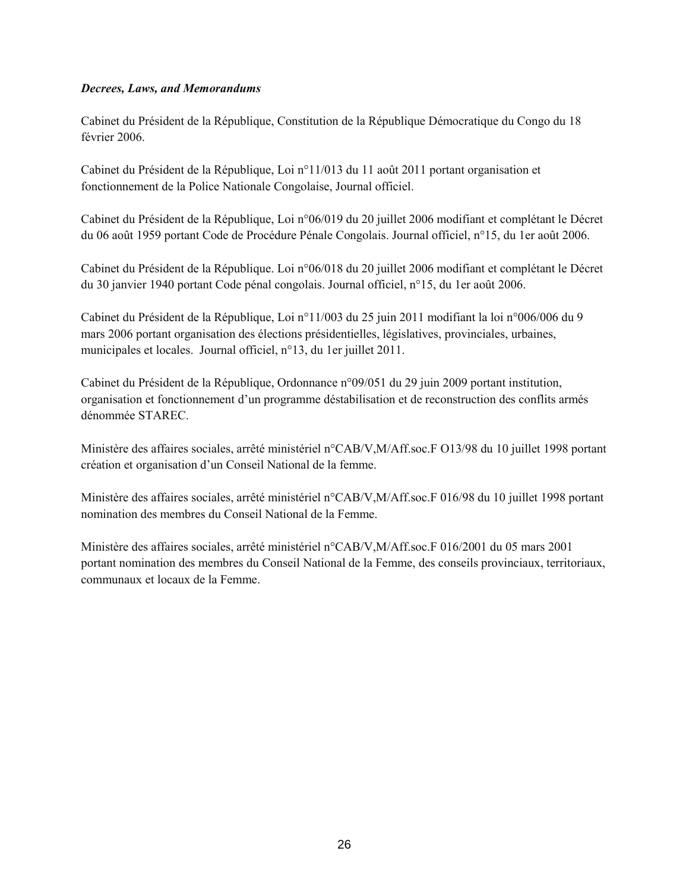***Decrees, Laws, and Memorandums***

Cabinet du Président de la République, Constitution de la République Démocratique du Congo du 18 février 2006.

Cabinet du Président de la République, Loi n°11/013 du 11 août 2011 portant organisation et fonctionnement de la Police Nationale Congolaise, Journal officiel.

Cabinet du Président de la République, Loi n°06/019 du 20 juillet 2006 modifiant et complétant le Décret du 06 août 1959 portant Code de Procédure Pénale Congolais. Journal officiel, n°15, du 1er août 2006.

Cabinet du Président de la République. Loi n°06/018 du 20 juillet 2006 modifiant et complétant le Décret du 30 janvier 1940 portant Code pénal congolais. Journal officiel, n°15, du 1er août 2006.

Cabinet du Président de la République, Loi n°11/003 du 25 juin 2011 modifiant la loi n°006/006 du 9 mars 2006 portant organisation des élections présidentielles, législatives, provinciales, urbaines, municipales et locales. Journal officiel, n°13, du 1er juillet 2011.

Cabinet du Président de la République, Ordonnance n°09/051 du 29 juin 2009 portant institution, organisation et fonctionnement d'un programme déstabilisation et de reconstruction des conflits armés dénommée STAREC.

Ministère des affaires sociales, arrêté ministériel n°CAB/V,M/Aff.soc.F O13/98 du 10 juillet 1998 portant création et organisation d'un Conseil National de la femme.

Ministère des affaires sociales, arrêté ministériel n°CAB/V,M/Aff.soc.F 016/98 du 10 juillet 1998 portant nomination des membres du Conseil National de la Femme.

Ministère des affaires sociales, arrêté ministériel n°CAB/V,M/Aff.soc.F 016/2001 du 05 mars 2001 portant nomination des membres du Conseil National de la Femme, des conseils provinciaux, territoriaux, communaux et locaux de la Femme.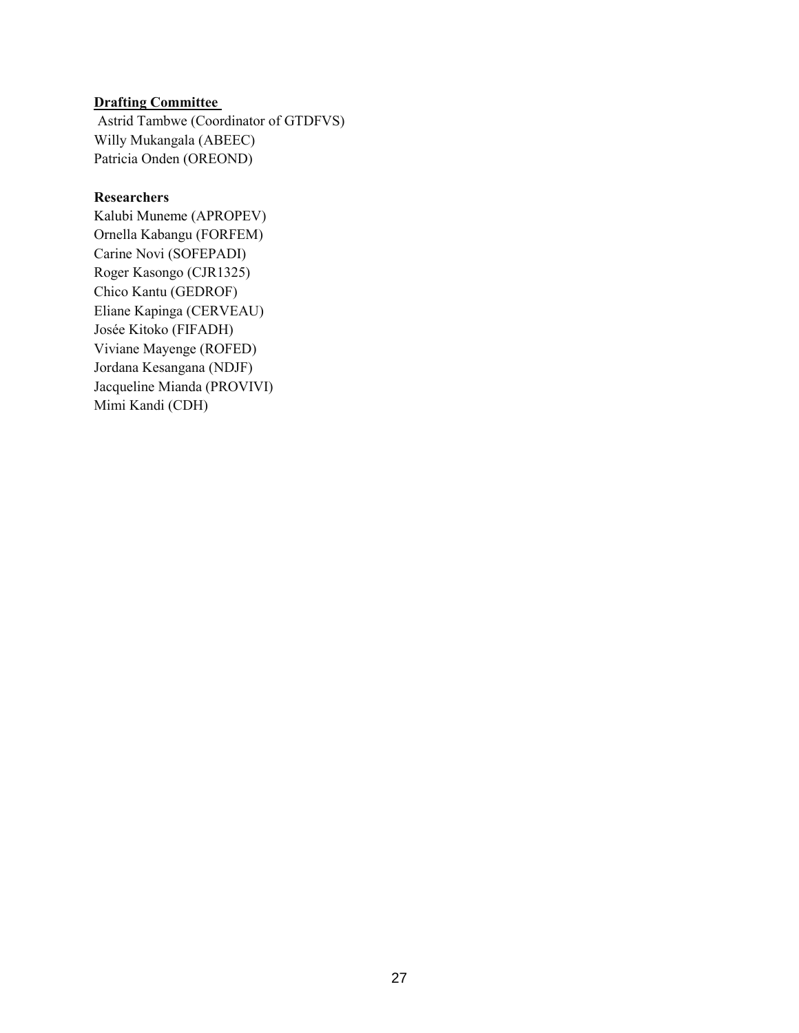**Drafting Committee**

Astrid Tambwe (Coordinator of GTDFVS)
Willy Mukangala (ABEEC)
Patricia Onden (OREOND)

**Researchers**

Kalubi Muneme (APROPEV)
Ornella Kabangu (FORFEM)
Carine Novi (SOFEPADI)
Roger Kasongo (CJR1325)
Chico Kantu (GEDROF)
Eliane Kapinga (CERVEAU)
Josée Kitoko (FIFADH)
Viviane Mayenge (ROFED)
Jordana Kesangana (NDJF)
Jacqueline Mianda (PROVIVI)
Mimi Kandi (CDH)